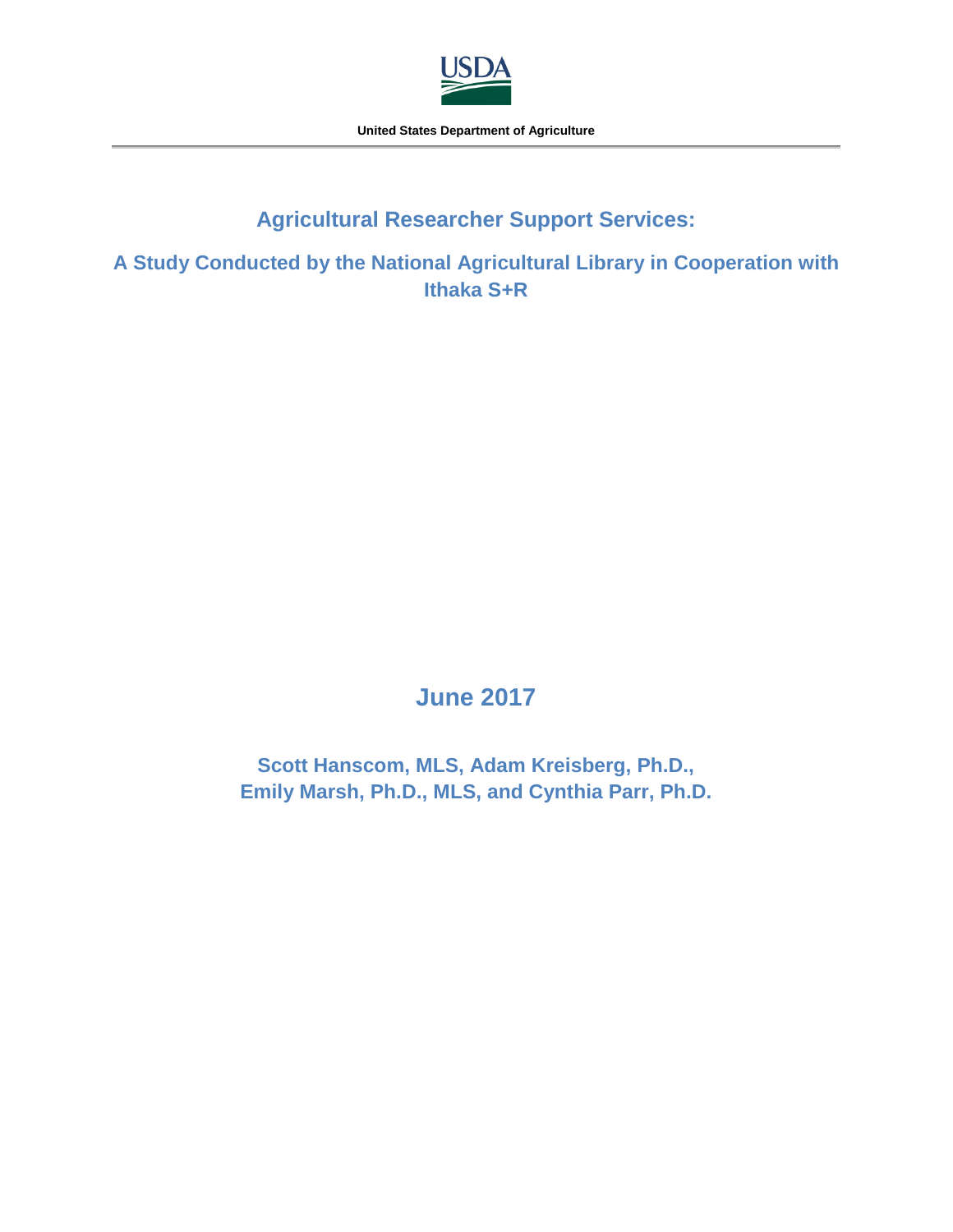USDA

United States Department of Agriculture

# Agricultural Researcher Support Services:

## A Study Conducted by the National Agricultural Library in Cooperation with Ithaka S+R

## June 2017

**Scott Hanscom, MLS, Adam Kreisberg, Ph.D.,**
**Emily Marsh, Ph.D., MLS, and Cynthia Parr, Ph.D.**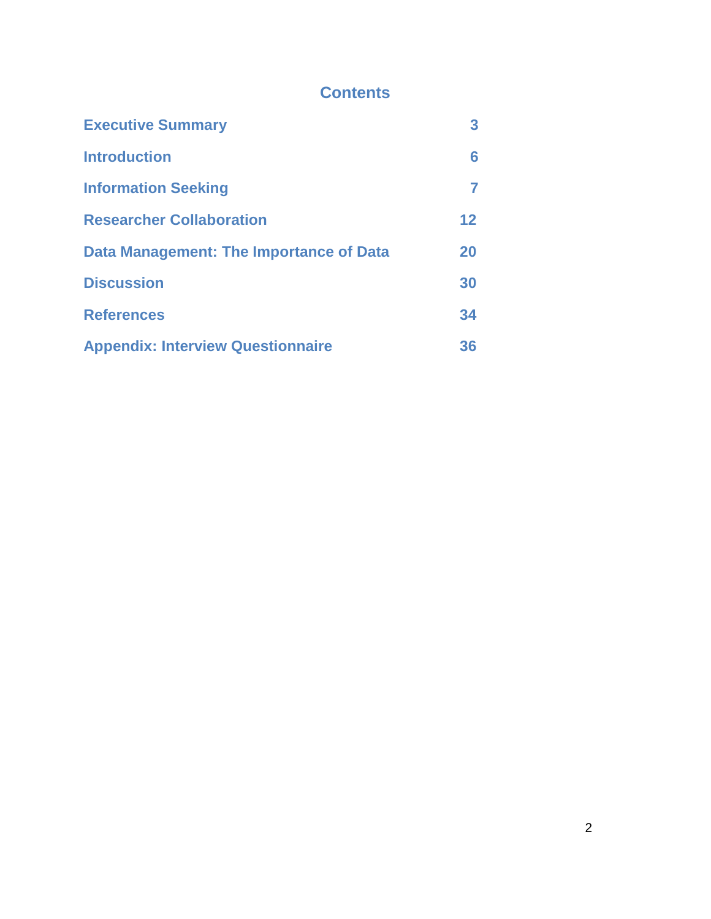# Contents

| | |
|---|---|
| Executive Summary | 3 |
| Introduction | 6 |
| Information Seeking | 7 |
| Researcher Collaboration | 12 |
| Data Management: The Importance of Data | 20 |
| Discussion | 30 |
| References | 34 |
| Appendix: Interview Questionnaire | 36 |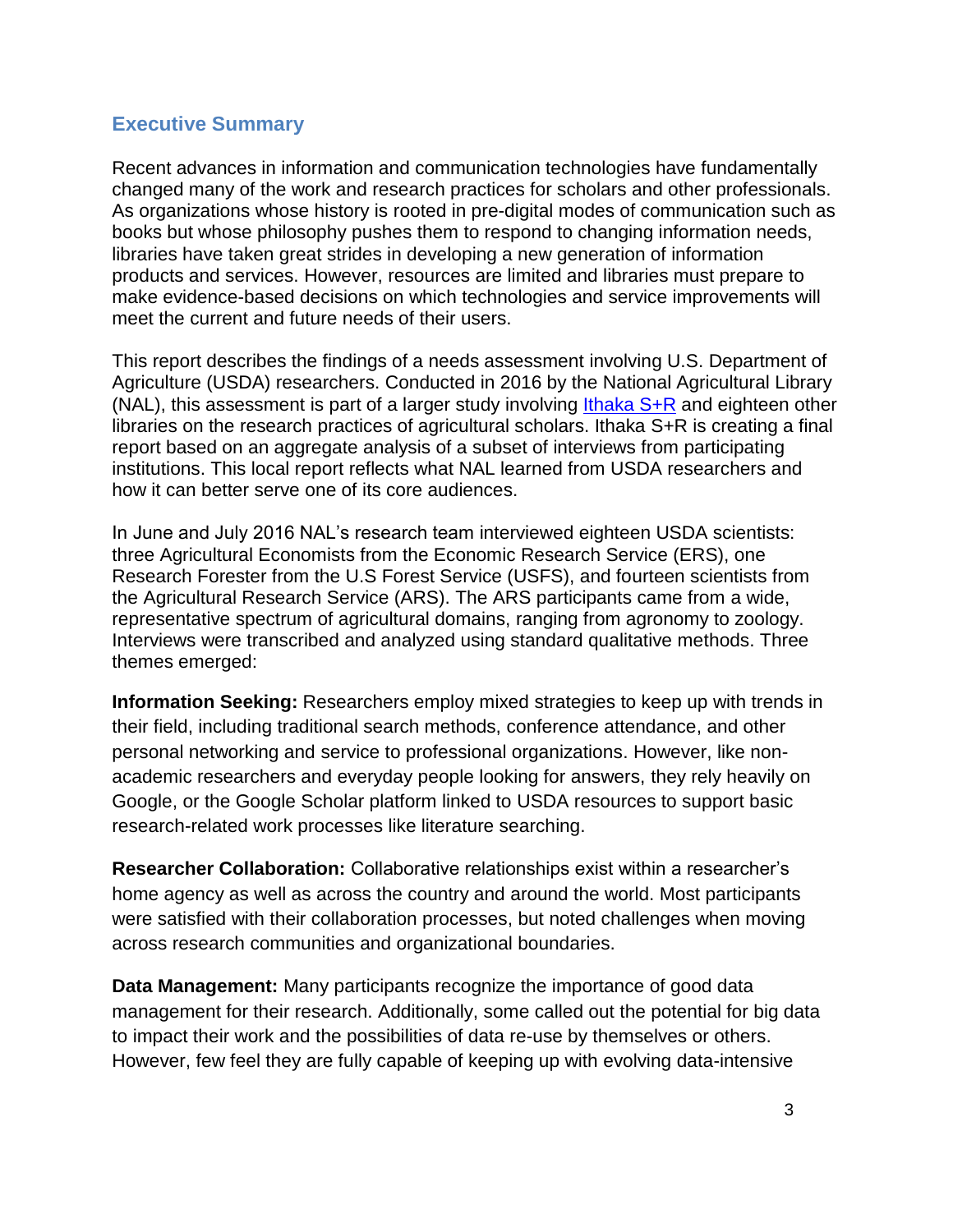## Executive Summary

Recent advances in information and communication technologies have fundamentally changed many of the work and research practices for scholars and other professionals. As organizations whose history is rooted in pre-digital modes of communication such as books but whose philosophy pushes them to respond to changing information needs, libraries have taken great strides in developing a new generation of information products and services. However, resources are limited and libraries must prepare to make evidence-based decisions on which technologies and service improvements will meet the current and future needs of their users.

This report describes the findings of a needs assessment involving U.S. Department of Agriculture (USDA) researchers. Conducted in 2016 by the National Agricultural Library (NAL), this assessment is part of a larger study involving Ithaka S+R and eighteen other libraries on the research practices of agricultural scholars. Ithaka S+R is creating a final report based on an aggregate analysis of a subset of interviews from participating institutions. This local report reflects what NAL learned from USDA researchers and how it can better serve one of its core audiences.

In June and July 2016 NAL's research team interviewed eighteen USDA scientists: three Agricultural Economists from the Economic Research Service (ERS), one Research Forester from the U.S Forest Service (USFS), and fourteen scientists from the Agricultural Research Service (ARS). The ARS participants came from a wide, representative spectrum of agricultural domains, ranging from agronomy to zoology. Interviews were transcribed and analyzed using standard qualitative methods. Three themes emerged:

**Information Seeking:** Researchers employ mixed strategies to keep up with trends in their field, including traditional search methods, conference attendance, and other personal networking and service to professional organizations. However, like non-academic researchers and everyday people looking for answers, they rely heavily on Google, or the Google Scholar platform linked to USDA resources to support basic research-related work processes like literature searching.

**Researcher Collaboration:** Collaborative relationships exist within a researcher's home agency as well as across the country and around the world. Most participants were satisfied with their collaboration processes, but noted challenges when moving across research communities and organizational boundaries.

**Data Management:** Many participants recognize the importance of good data management for their research. Additionally, some called out the potential for big data to impact their work and the possibilities of data re-use by themselves or others. However, few feel they are fully capable of keeping up with evolving data-intensive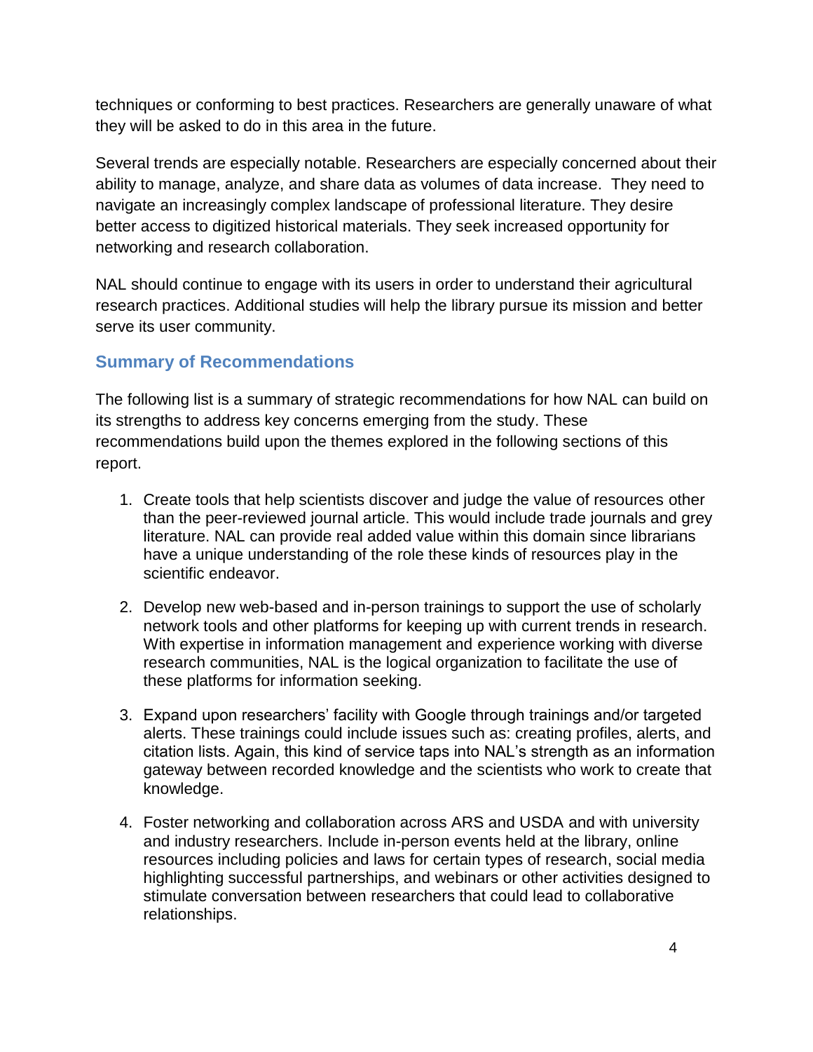techniques or conforming to best practices. Researchers are generally unaware of what they will be asked to do in this area in the future.

Several trends are especially notable. Researchers are especially concerned about their ability to manage, analyze, and share data as volumes of data increase. They need to navigate an increasingly complex landscape of professional literature. They desire better access to digitized historical materials. They seek increased opportunity for networking and research collaboration.

NAL should continue to engage with its users in order to understand their agricultural research practices. Additional studies will help the library pursue its mission and better serve its user community.

## Summary of Recommendations

The following list is a summary of strategic recommendations for how NAL can build on its strengths to address key concerns emerging from the study. These recommendations build upon the themes explored in the following sections of this report.

1. Create tools that help scientists discover and judge the value of resources other than the peer-reviewed journal article. This would include trade journals and grey literature. NAL can provide real added value within this domain since librarians have a unique understanding of the role these kinds of resources play in the scientific endeavor.

2. Develop new web-based and in-person trainings to support the use of scholarly network tools and other platforms for keeping up with current trends in research. With expertise in information management and experience working with diverse research communities, NAL is the logical organization to facilitate the use of these platforms for information seeking.

3. Expand upon researchers' facility with Google through trainings and/or targeted alerts. These trainings could include issues such as: creating profiles, alerts, and citation lists. Again, this kind of service taps into NAL's strength as an information gateway between recorded knowledge and the scientists who work to create that knowledge.

4. Foster networking and collaboration across ARS and USDA and with university and industry researchers. Include in-person events held at the library, online resources including policies and laws for certain types of research, social media highlighting successful partnerships, and webinars or other activities designed to stimulate conversation between researchers that could lead to collaborative relationships.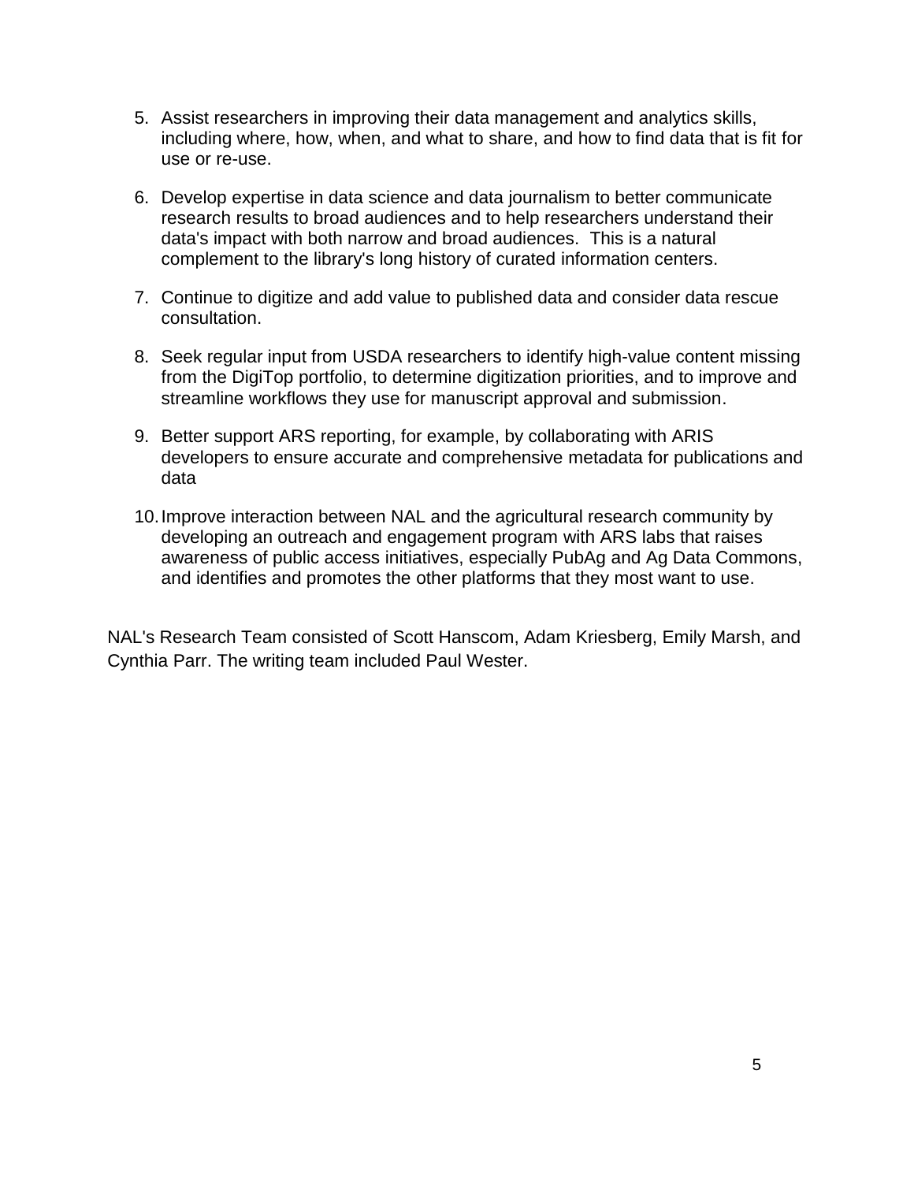5. Assist researchers in improving their data management and analytics skills, including where, how, when, and what to share, and how to find data that is fit for use or re-use.

6. Develop expertise in data science and data journalism to better communicate research results to broad audiences and to help researchers understand their data's impact with both narrow and broad audiences. This is a natural complement to the library's long history of curated information centers.

7. Continue to digitize and add value to published data and consider data rescue consultation.

8. Seek regular input from USDA researchers to identify high-value content missing from the DigiTop portfolio, to determine digitization priorities, and to improve and streamline workflows they use for manuscript approval and submission.

9. Better support ARS reporting, for example, by collaborating with ARIS developers to ensure accurate and comprehensive metadata for publications and data

10. Improve interaction between NAL and the agricultural research community by developing an outreach and engagement program with ARS labs that raises awareness of public access initiatives, especially PubAg and Ag Data Commons, and identifies and promotes the other platforms that they most want to use.

NAL's Research Team consisted of Scott Hanscom, Adam Kriesberg, Emily Marsh, and Cynthia Parr. The writing team included Paul Wester.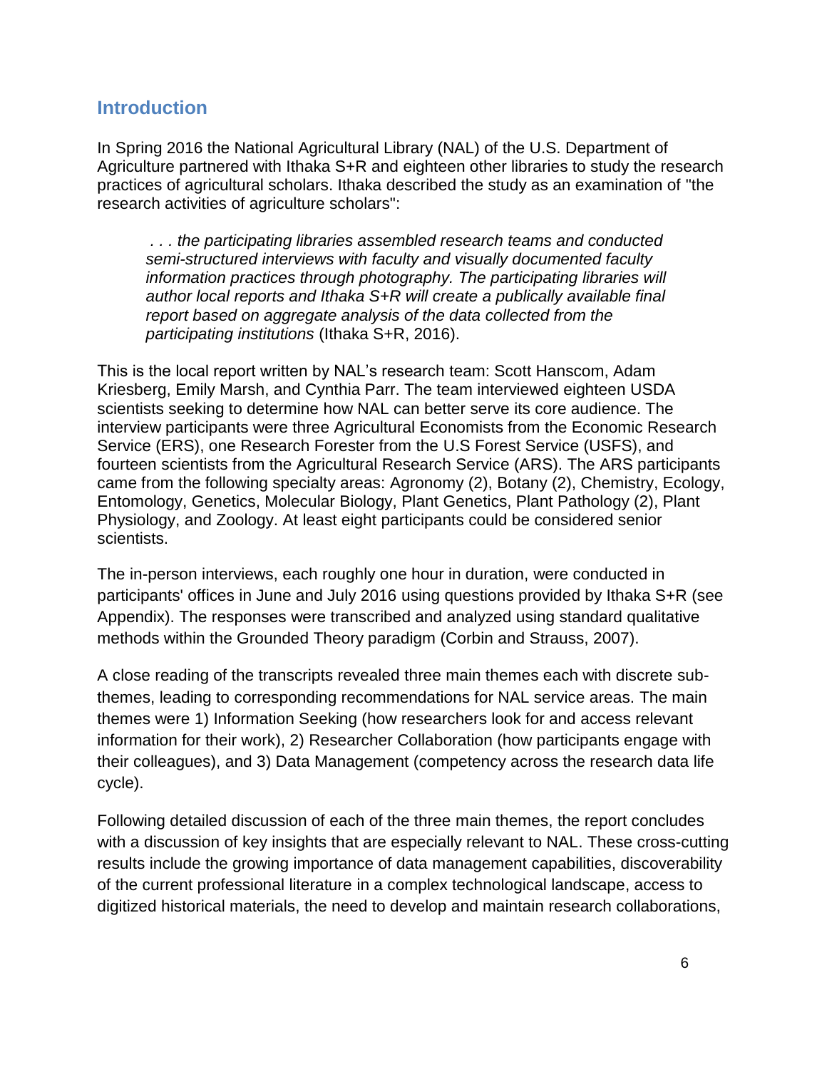## Introduction

In Spring 2016 the National Agricultural Library (NAL) of the U.S. Department of Agriculture partnered with Ithaka S+R and eighteen other libraries to study the research practices of agricultural scholars. Ithaka described the study as an examination of "the research activities of agriculture scholars":

> *. . . the participating libraries assembled research teams and conducted semi-structured interviews with faculty and visually documented faculty information practices through photography. The participating libraries will author local reports and Ithaka S+R will create a publically available final report based on aggregate analysis of the data collected from the participating institutions* (Ithaka S+R, 2016).

This is the local report written by NAL's research team: Scott Hanscom, Adam Kriesberg, Emily Marsh, and Cynthia Parr. The team interviewed eighteen USDA scientists seeking to determine how NAL can better serve its core audience. The interview participants were three Agricultural Economists from the Economic Research Service (ERS), one Research Forester from the U.S Forest Service (USFS), and fourteen scientists from the Agricultural Research Service (ARS). The ARS participants came from the following specialty areas: Agronomy (2), Botany (2), Chemistry, Ecology, Entomology, Genetics, Molecular Biology, Plant Genetics, Plant Pathology (2), Plant Physiology, and Zoology. At least eight participants could be considered senior scientists.

The in-person interviews, each roughly one hour in duration, were conducted in participants' offices in June and July 2016 using questions provided by Ithaka S+R (see Appendix). The responses were transcribed and analyzed using standard qualitative methods within the Grounded Theory paradigm (Corbin and Strauss, 2007).

A close reading of the transcripts revealed three main themes each with discrete sub-themes, leading to corresponding recommendations for NAL service areas. The main themes were 1) Information Seeking (how researchers look for and access relevant information for their work), 2) Researcher Collaboration (how participants engage with their colleagues), and 3) Data Management (competency across the research data life cycle).

Following detailed discussion of each of the three main themes, the report concludes with a discussion of key insights that are especially relevant to NAL. These cross-cutting results include the growing importance of data management capabilities, discoverability of the current professional literature in a complex technological landscape, access to digitized historical materials, the need to develop and maintain research collaborations,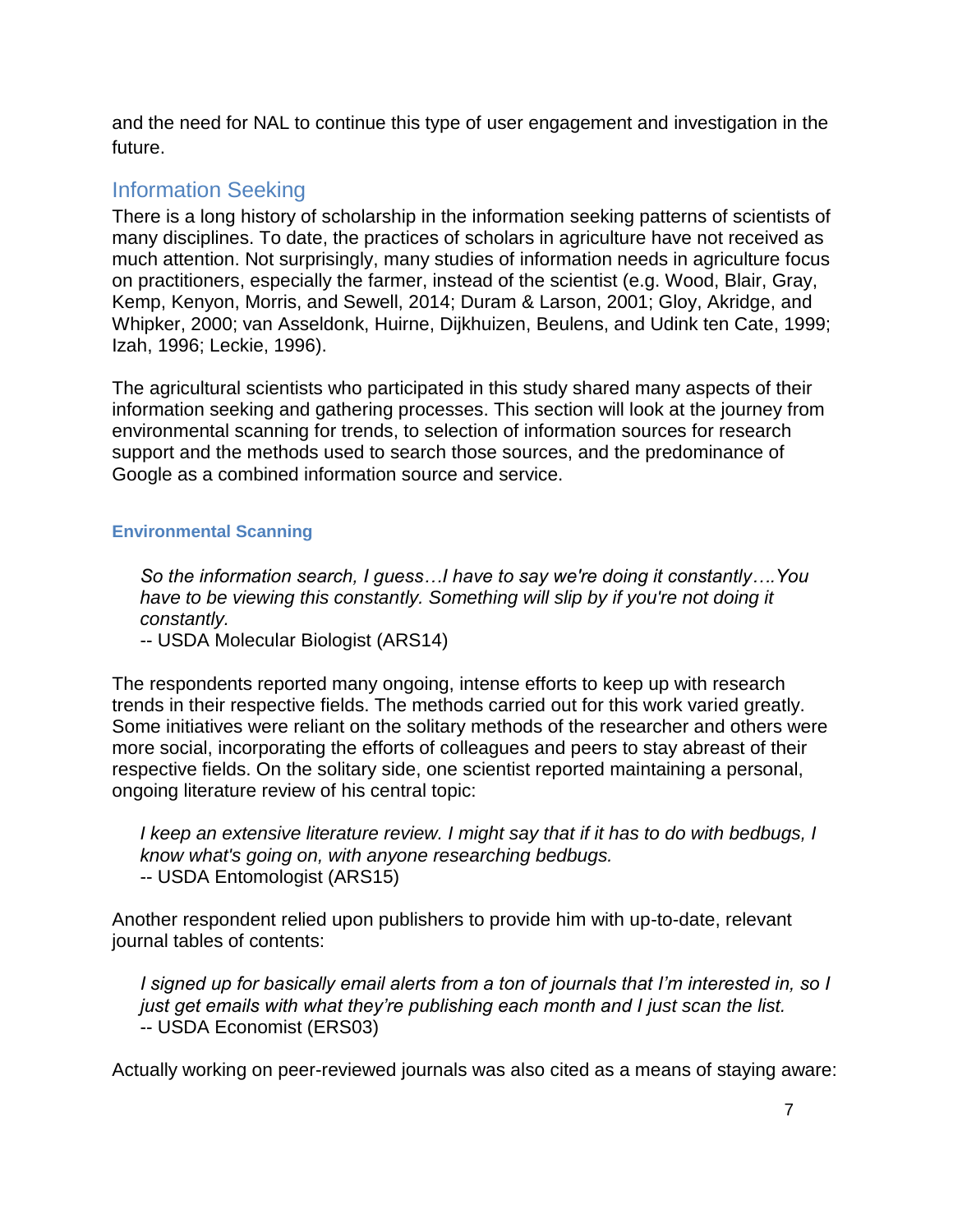and the need for NAL to continue this type of user engagement and investigation in the future.

## Information Seeking

There is a long history of scholarship in the information seeking patterns of scientists of many disciplines. To date, the practices of scholars in agriculture have not received as much attention. Not surprisingly, many studies of information needs in agriculture focus on practitioners, especially the farmer, instead of the scientist (e.g. Wood, Blair, Gray, Kemp, Kenyon, Morris, and Sewell, 2014; Duram & Larson, 2001; Gloy, Akridge, and Whipker, 2000; van Asseldonk, Huirne, Dijkhuizen, Beulens, and Udink ten Cate, 1999; Izah, 1996; Leckie, 1996).

The agricultural scientists who participated in this study shared many aspects of their information seeking and gathering processes. This section will look at the journey from environmental scanning for trends, to selection of information sources for research support and the methods used to search those sources, and the predominance of Google as a combined information source and service.

### Environmental Scanning

> *So the information search, I guess…I have to say we're doing it constantly….You have to be viewing this constantly. Something will slip by if you're not doing it constantly.*
> -- USDA Molecular Biologist (ARS14)

The respondents reported many ongoing, intense efforts to keep up with research trends in their respective fields. The methods carried out for this work varied greatly. Some initiatives were reliant on the solitary methods of the researcher and others were more social, incorporating the efforts of colleagues and peers to stay abreast of their respective fields. On the solitary side, one scientist reported maintaining a personal, ongoing literature review of his central topic:

> *I keep an extensive literature review. I might say that if it has to do with bedbugs, I know what's going on, with anyone researching bedbugs.*
> -- USDA Entomologist (ARS15)

Another respondent relied upon publishers to provide him with up-to-date, relevant journal tables of contents:

> *I signed up for basically email alerts from a ton of journals that I'm interested in, so I just get emails with what they're publishing each month and I just scan the list.*
> -- USDA Economist (ERS03)

Actually working on peer-reviewed journals was also cited as a means of staying aware: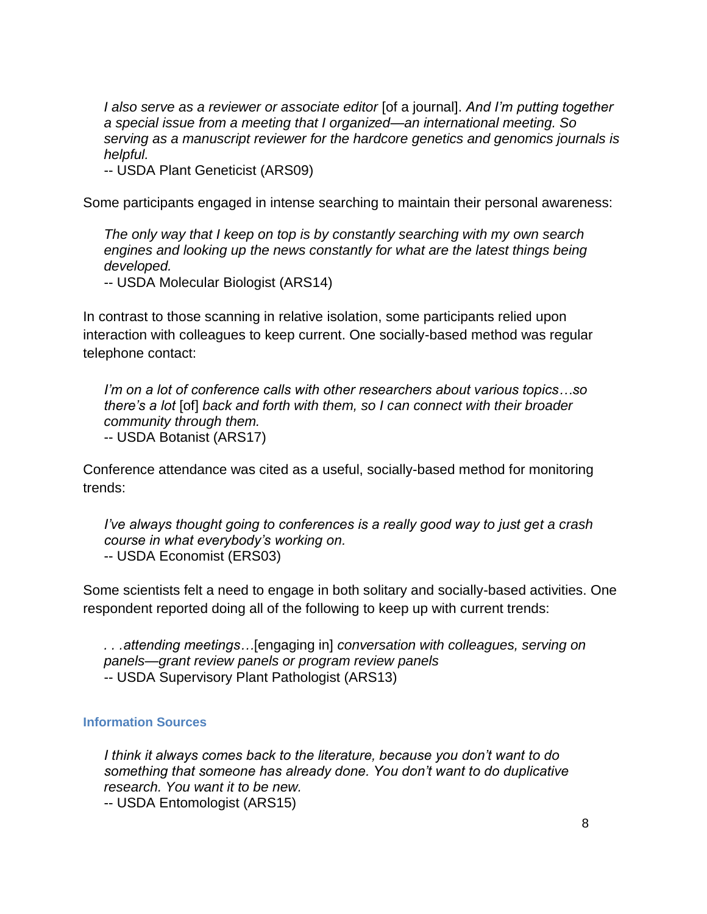> *I also serve as a reviewer or associate editor* [of a journal]. *And I'm putting together a special issue from a meeting that I organized—an international meeting. So serving as a manuscript reviewer for the hardcore genetics and genomics journals is helpful.*
>
> -- USDA Plant Geneticist (ARS09)

Some participants engaged in intense searching to maintain their personal awareness:

> *The only way that I keep on top is by constantly searching with my own search engines and looking up the news constantly for what are the latest things being developed.*
>
> -- USDA Molecular Biologist (ARS14)

In contrast to those scanning in relative isolation, some participants relied upon interaction with colleagues to keep current. One socially-based method was regular telephone contact:

> *I'm on a lot of conference calls with other researchers about various topics…so there's a lot* [of] *back and forth with them, so I can connect with their broader community through them.*
>
> -- USDA Botanist (ARS17)

Conference attendance was cited as a useful, socially-based method for monitoring trends:

> *I've always thought going to conferences is a really good way to just get a crash course in what everybody's working on.*
>
> -- USDA Economist (ERS03)

Some scientists felt a need to engage in both solitary and socially-based activities. One respondent reported doing all of the following to keep up with current trends:

> *. . .attending meetings…*[engaging in] *conversation with colleagues, serving on panels—grant review panels or program review panels*
>
> -- USDA Supervisory Plant Pathologist (ARS13)

### Information Sources

> *I think it always comes back to the literature, because you don't want to do something that someone has already done. You don't want to do duplicative research. You want it to be new.*
>
> -- USDA Entomologist (ARS15)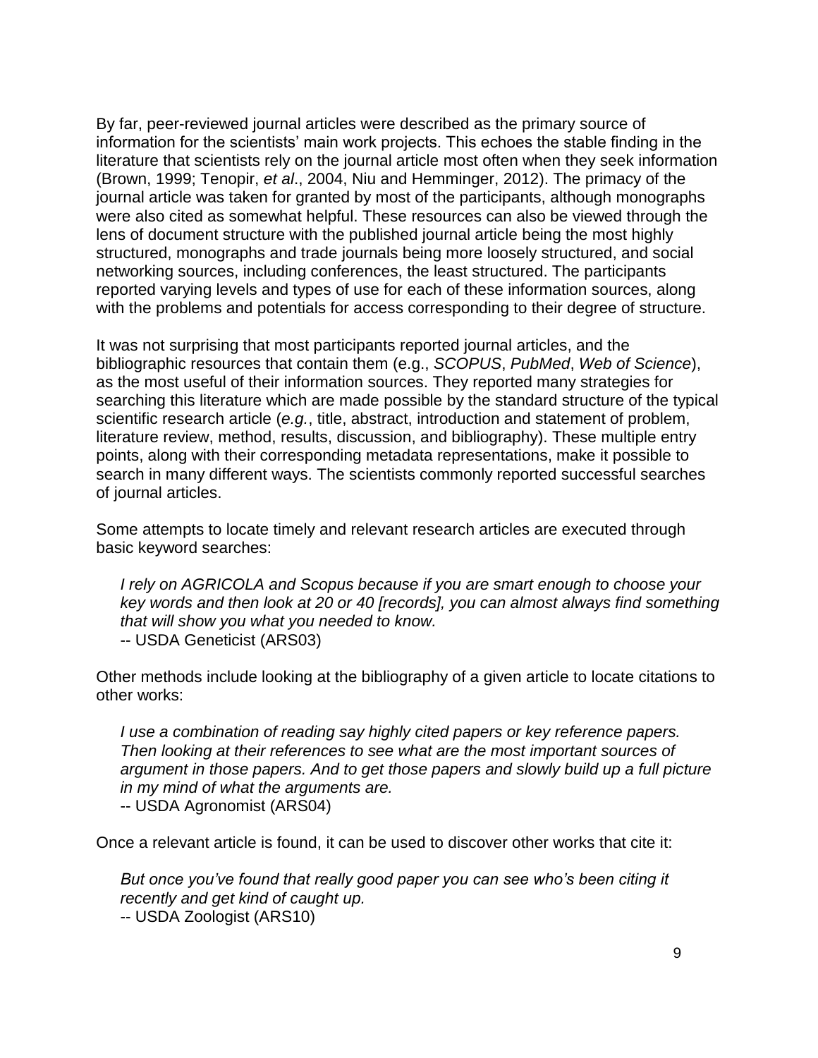By far, peer-reviewed journal articles were described as the primary source of information for the scientists' main work projects. This echoes the stable finding in the literature that scientists rely on the journal article most often when they seek information (Brown, 1999; Tenopir, *et al*., 2004, Niu and Hemminger, 2012). The primacy of the journal article was taken for granted by most of the participants, although monographs were also cited as somewhat helpful. These resources can also be viewed through the lens of document structure with the published journal article being the most highly structured, monographs and trade journals being more loosely structured, and social networking sources, including conferences, the least structured. The participants reported varying levels and types of use for each of these information sources, along with the problems and potentials for access corresponding to their degree of structure.

It was not surprising that most participants reported journal articles, and the bibliographic resources that contain them (e.g., *SCOPUS*, *PubMed*, *Web of Science*), as the most useful of their information sources. They reported many strategies for searching this literature which are made possible by the standard structure of the typical scientific research article (*e.g.*, title, abstract, introduction and statement of problem, literature review, method, results, discussion, and bibliography). These multiple entry points, along with their corresponding metadata representations, make it possible to search in many different ways. The scientists commonly reported successful searches of journal articles.

Some attempts to locate timely and relevant research articles are executed through basic keyword searches:

> *I rely on AGRICOLA and Scopus because if you are smart enough to choose your key words and then look at 20 or 40 [records], you can almost always find something that will show you what you needed to know.*
> -- USDA Geneticist (ARS03)

Other methods include looking at the bibliography of a given article to locate citations to other works:

> *I use a combination of reading say highly cited papers or key reference papers. Then looking at their references to see what are the most important sources of argument in those papers. And to get those papers and slowly build up a full picture in my mind of what the arguments are.*
> -- USDA Agronomist (ARS04)

Once a relevant article is found, it can be used to discover other works that cite it:

> *But once you've found that really good paper you can see who's been citing it recently and get kind of caught up.*
> -- USDA Zoologist (ARS10)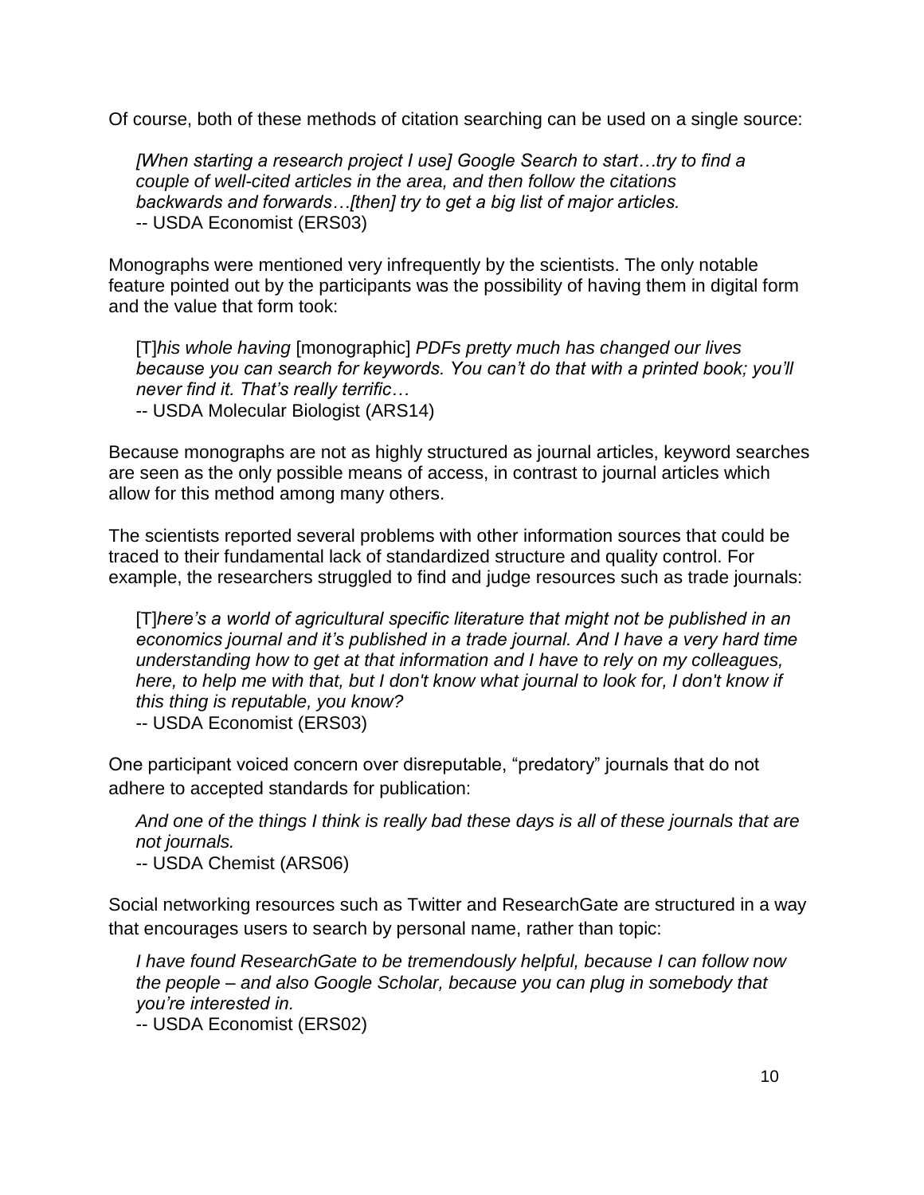Of course, both of these methods of citation searching can be used on a single source:

> *[When starting a research project I use] Google Search to start…try to find a couple of well-cited articles in the area, and then follow the citations backwards and forwards…[then] try to get a big list of major articles.*
> -- USDA Economist (ERS03)

Monographs were mentioned very infrequently by the scientists. The only notable feature pointed out by the participants was the possibility of having them in digital form and the value that form took:

> [T]*his whole having* [monographic] *PDFs pretty much has changed our lives because you can search for keywords. You can't do that with a printed book; you'll never find it. That's really terrific…*
> -- USDA Molecular Biologist (ARS14)

Because monographs are not as highly structured as journal articles, keyword searches are seen as the only possible means of access, in contrast to journal articles which allow for this method among many others.

The scientists reported several problems with other information sources that could be traced to their fundamental lack of standardized structure and quality control. For example, the researchers struggled to find and judge resources such as trade journals:

> [T]*here's a world of agricultural specific literature that might not be published in an economics journal and it's published in a trade journal. And I have a very hard time understanding how to get at that information and I have to rely on my colleagues, here, to help me with that, but I don't know what journal to look for, I don't know if this thing is reputable, you know?*
> -- USDA Economist (ERS03)

One participant voiced concern over disreputable, "predatory" journals that do not adhere to accepted standards for publication:

> *And one of the things I think is really bad these days is all of these journals that are not journals.*
> -- USDA Chemist (ARS06)

Social networking resources such as Twitter and ResearchGate are structured in a way that encourages users to search by personal name, rather than topic:

> *I have found ResearchGate to be tremendously helpful, because I can follow now the people – and also Google Scholar, because you can plug in somebody that you're interested in.*
> -- USDA Economist (ERS02)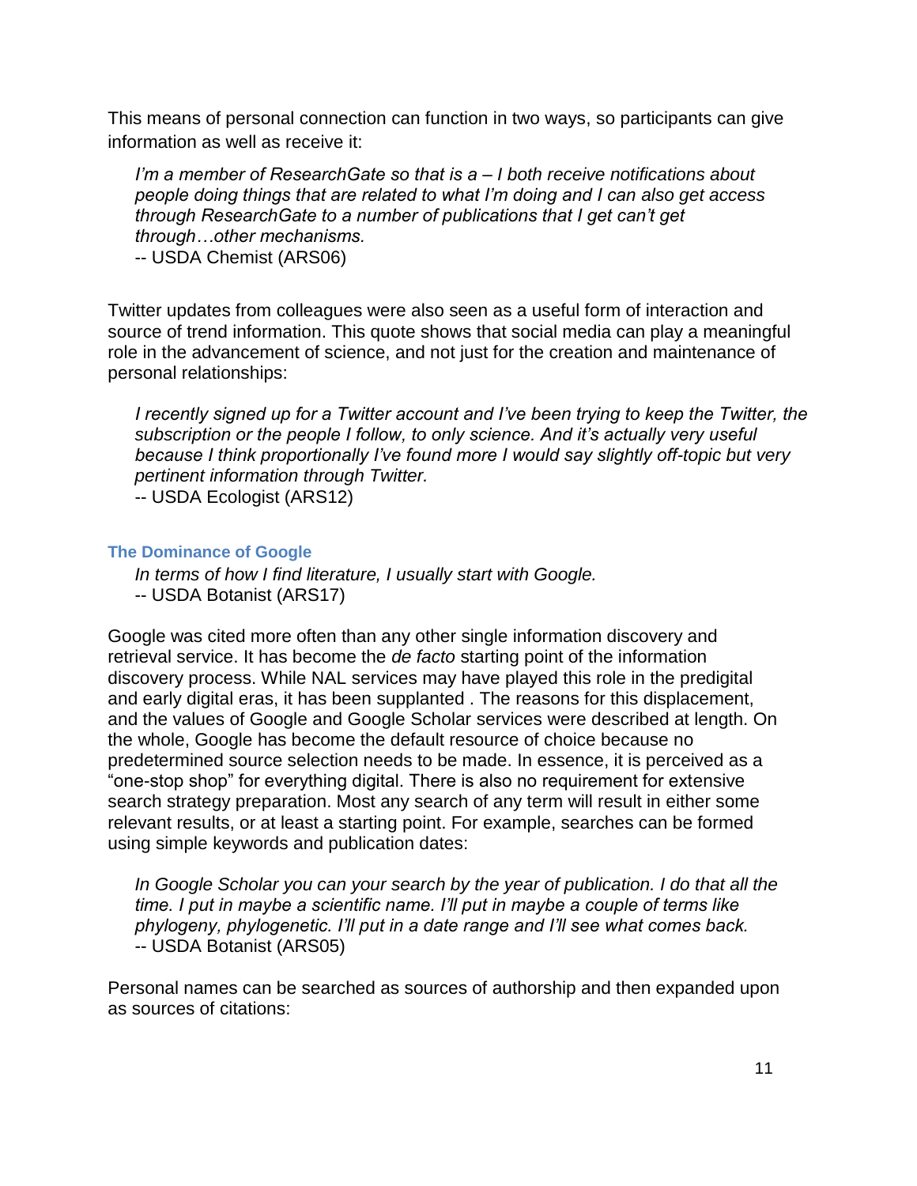This means of personal connection can function in two ways, so participants can give information as well as receive it:

> *I'm a member of ResearchGate so that is a – I both receive notifications about people doing things that are related to what I'm doing and I can also get access through ResearchGate to a number of publications that I get can't get through…other mechanisms.*
> -- USDA Chemist (ARS06)

Twitter updates from colleagues were also seen as a useful form of interaction and source of trend information. This quote shows that social media can play a meaningful role in the advancement of science, and not just for the creation and maintenance of personal relationships:

> *I recently signed up for a Twitter account and I've been trying to keep the Twitter, the subscription or the people I follow, to only science. And it's actually very useful because I think proportionally I've found more I would say slightly off-topic but very pertinent information through Twitter.*
> -- USDA Ecologist (ARS12)

### The Dominance of Google

> *In terms of how I find literature, I usually start with Google.*
> -- USDA Botanist (ARS17)

Google was cited more often than any other single information discovery and retrieval service. It has become the *de facto* starting point of the information discovery process. While NAL services may have played this role in the predigital and early digital eras, it has been supplanted . The reasons for this displacement, and the values of Google and Google Scholar services were described at length. On the whole, Google has become the default resource of choice because no predetermined source selection needs to be made. In essence, it is perceived as a "one-stop shop" for everything digital. There is also no requirement for extensive search strategy preparation. Most any search of any term will result in either some relevant results, or at least a starting point. For example, searches can be formed using simple keywords and publication dates:

> *In Google Scholar you can your search by the year of publication. I do that all the time. I put in maybe a scientific name. I'll put in maybe a couple of terms like phylogeny, phylogenetic. I'll put in a date range and I'll see what comes back.*
> -- USDA Botanist (ARS05)

Personal names can be searched as sources of authorship and then expanded upon as sources of citations: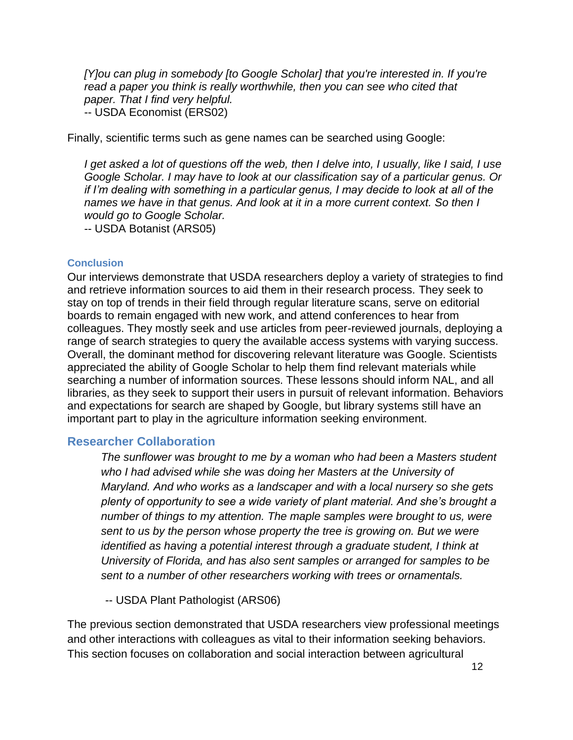*[Y]ou can plug in somebody [to Google Scholar] that you're interested in. If you're read a paper you think is really worthwhile, then you can see who cited that paper. That I find very helpful.*
-- USDA Economist (ERS02)

Finally, scientific terms such as gene names can be searched using Google:

*I get asked a lot of questions off the web, then I delve into, I usually, like I said, I use Google Scholar. I may have to look at our classification say of a particular genus. Or if I'm dealing with something in a particular genus, I may decide to look at all of the names we have in that genus. And look at it in a more current context. So then I would go to Google Scholar.*
-- USDA Botanist (ARS05)

### Conclusion

Our interviews demonstrate that USDA researchers deploy a variety of strategies to find and retrieve information sources to aid them in their research process. They seek to stay on top of trends in their field through regular literature scans, serve on editorial boards to remain engaged with new work, and attend conferences to hear from colleagues. They mostly seek and use articles from peer-reviewed journals, deploying a range of search strategies to query the available access systems with varying success. Overall, the dominant method for discovering relevant literature was Google. Scientists appreciated the ability of Google Scholar to help them find relevant materials while searching a number of information sources. These lessons should inform NAL, and all libraries, as they seek to support their users in pursuit of relevant information. Behaviors and expectations for search are shaped by Google, but library systems still have an important part to play in the agriculture information seeking environment.

## Researcher Collaboration

*The sunflower was brought to me by a woman who had been a Masters student who I had advised while she was doing her Masters at the University of Maryland. And who works as a landscaper and with a local nursery so she gets plenty of opportunity to see a wide variety of plant material. And she's brought a number of things to my attention. The maple samples were brought to us, were sent to us by the person whose property the tree is growing on. But we were identified as having a potential interest through a graduate student, I think at University of Florida, and has also sent samples or arranged for samples to be sent to a number of other researchers working with trees or ornamentals.*

-- USDA Plant Pathologist (ARS06)

The previous section demonstrated that USDA researchers view professional meetings and other interactions with colleagues as vital to their information seeking behaviors. This section focuses on collaboration and social interaction between agricultural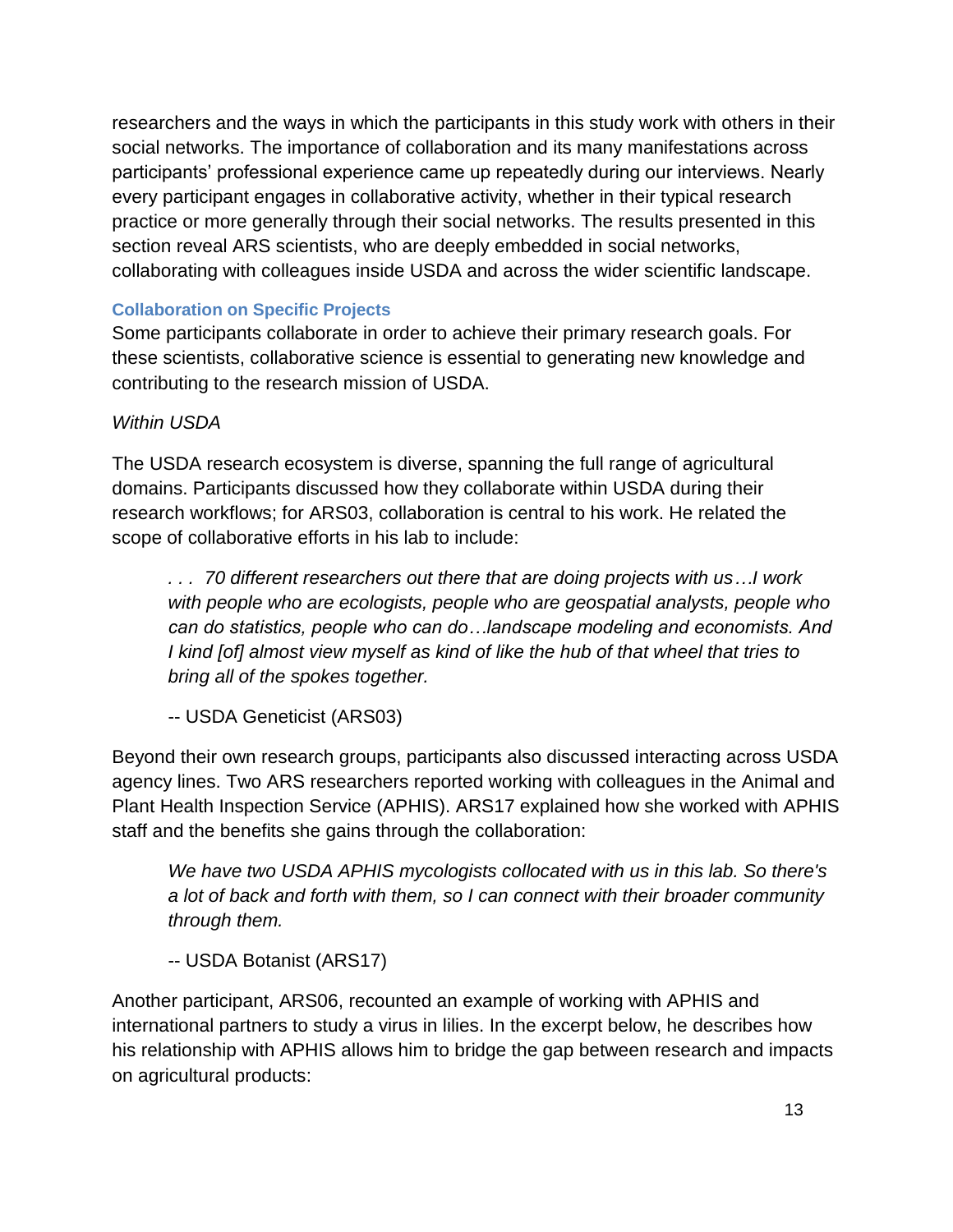researchers and the ways in which the participants in this study work with others in their social networks. The importance of collaboration and its many manifestations across participants' professional experience came up repeatedly during our interviews. Nearly every participant engages in collaborative activity, whether in their typical research practice or more generally through their social networks. The results presented in this section reveal ARS scientists, who are deeply embedded in social networks, collaborating with colleagues inside USDA and across the wider scientific landscape.

### Collaboration on Specific Projects

Some participants collaborate in order to achieve their primary research goals. For these scientists, collaborative science is essential to generating new knowledge and contributing to the research mission of USDA.

*Within USDA*

The USDA research ecosystem is diverse, spanning the full range of agricultural domains. Participants discussed how they collaborate within USDA during their research workflows; for ARS03, collaboration is central to his work. He related the scope of collaborative efforts in his lab to include:

> *. . . 70 different researchers out there that are doing projects with us…I work with people who are ecologists, people who are geospatial analysts, people who can do statistics, people who can do…landscape modeling and economists. And I kind [of] almost view myself as kind of like the hub of that wheel that tries to bring all of the spokes together.*
>
> -- USDA Geneticist (ARS03)

Beyond their own research groups, participants also discussed interacting across USDA agency lines. Two ARS researchers reported working with colleagues in the Animal and Plant Health Inspection Service (APHIS). ARS17 explained how she worked with APHIS staff and the benefits she gains through the collaboration:

> *We have two USDA APHIS mycologists collocated with us in this lab. So there's a lot of back and forth with them, so I can connect with their broader community through them.*
>
> -- USDA Botanist (ARS17)

Another participant, ARS06, recounted an example of working with APHIS and international partners to study a virus in lilies. In the excerpt below, he describes how his relationship with APHIS allows him to bridge the gap between research and impacts on agricultural products: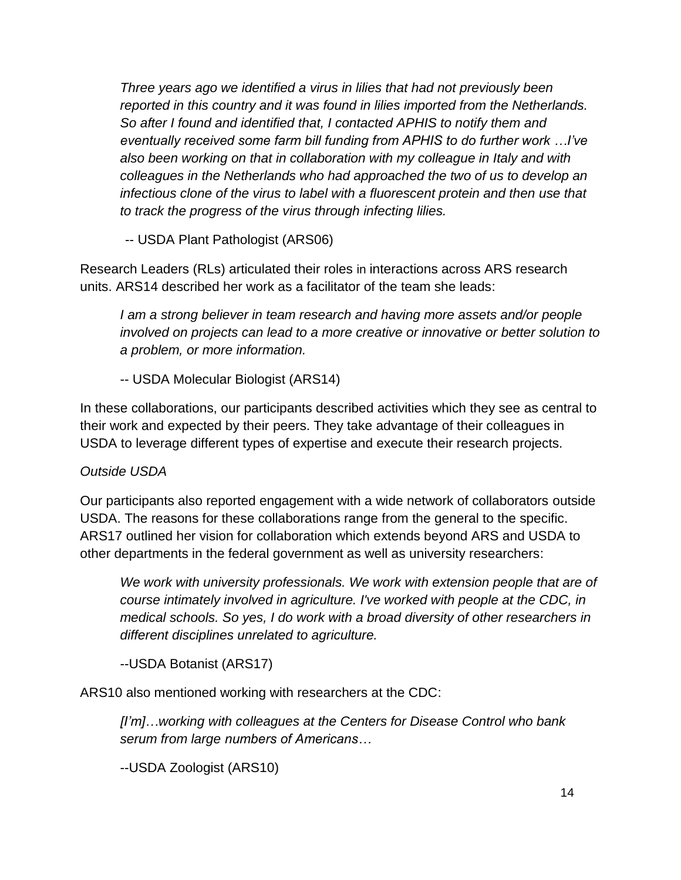> *Three years ago we identified a virus in lilies that had not previously been reported in this country and it was found in lilies imported from the Netherlands. So after I found and identified that, I contacted APHIS to notify them and eventually received some farm bill funding from APHIS to do further work …I've also been working on that in collaboration with my colleague in Italy and with colleagues in the Netherlands who had approached the two of us to develop an infectious clone of the virus to label with a fluorescent protein and then use that to track the progress of the virus through infecting lilies.*
>
> -- USDA Plant Pathologist (ARS06)

Research Leaders (RLs) articulated their roles in interactions across ARS research units. ARS14 described her work as a facilitator of the team she leads:

> *I am a strong believer in team research and having more assets and/or people involved on projects can lead to a more creative or innovative or better solution to a problem, or more information.*
>
> -- USDA Molecular Biologist (ARS14)

In these collaborations, our participants described activities which they see as central to their work and expected by their peers. They take advantage of their colleagues in USDA to leverage different types of expertise and execute their research projects.

*Outside USDA*

Our participants also reported engagement with a wide network of collaborators outside USDA. The reasons for these collaborations range from the general to the specific. ARS17 outlined her vision for collaboration which extends beyond ARS and USDA to other departments in the federal government as well as university researchers:

> *We work with university professionals. We work with extension people that are of course intimately involved in agriculture. I've worked with people at the CDC, in medical schools. So yes, I do work with a broad diversity of other researchers in different disciplines unrelated to agriculture.*
>
> --USDA Botanist (ARS17)

ARS10 also mentioned working with researchers at the CDC:

> *[I'm]…working with colleagues at the Centers for Disease Control who bank serum from large numbers of Americans…*
>
> --USDA Zoologist (ARS10)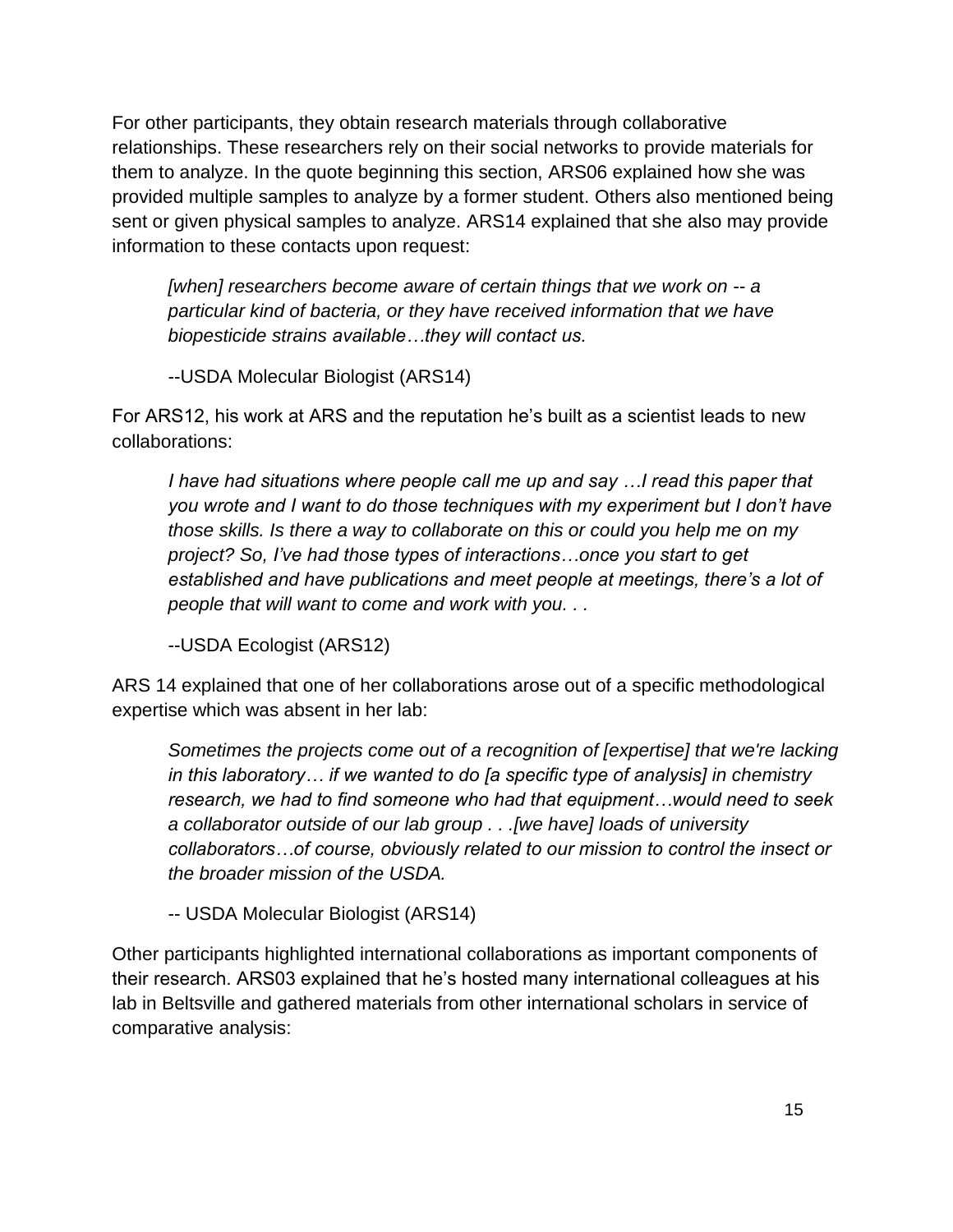For other participants, they obtain research materials through collaborative relationships. These researchers rely on their social networks to provide materials for them to analyze. In the quote beginning this section, ARS06 explained how she was provided multiple samples to analyze by a former student. Others also mentioned being sent or given physical samples to analyze. ARS14 explained that she also may provide information to these contacts upon request:

> *[when] researchers become aware of certain things that we work on -- a particular kind of bacteria, or they have received information that we have biopesticide strains available…they will contact us.*
>
> --USDA Molecular Biologist (ARS14)

For ARS12, his work at ARS and the reputation he's built as a scientist leads to new collaborations:

> *I have had situations where people call me up and say …I read this paper that you wrote and I want to do those techniques with my experiment but I don't have those skills. Is there a way to collaborate on this or could you help me on my project? So, I've had those types of interactions…once you start to get established and have publications and meet people at meetings, there's a lot of people that will want to come and work with you. . .*
>
> --USDA Ecologist (ARS12)

ARS 14 explained that one of her collaborations arose out of a specific methodological expertise which was absent in her lab:

> *Sometimes the projects come out of a recognition of [expertise] that we're lacking in this laboratory… if we wanted to do [a specific type of analysis] in chemistry research, we had to find someone who had that equipment…would need to seek a collaborator outside of our lab group . . .[we have] loads of university collaborators…of course, obviously related to our mission to control the insect or the broader mission of the USDA.*
>
> -- USDA Molecular Biologist (ARS14)

Other participants highlighted international collaborations as important components of their research. ARS03 explained that he's hosted many international colleagues at his lab in Beltsville and gathered materials from other international scholars in service of comparative analysis: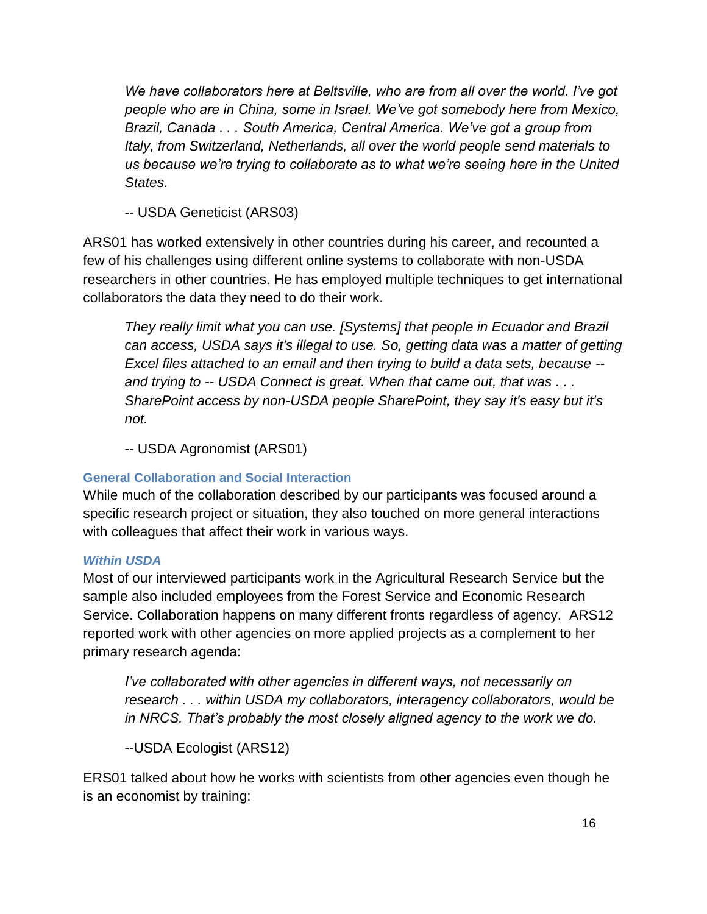> *We have collaborators here at Beltsville, who are from all over the world. I've got people who are in China, some in Israel. We've got somebody here from Mexico, Brazil, Canada . . . South America, Central America. We've got a group from Italy, from Switzerland, Netherlands, all over the world people send materials to us because we're trying to collaborate as to what we're seeing here in the United States.*
>
> -- USDA Geneticist (ARS03)

ARS01 has worked extensively in other countries during his career, and recounted a few of his challenges using different online systems to collaborate with non-USDA researchers in other countries. He has employed multiple techniques to get international collaborators the data they need to do their work.

> *They really limit what you can use. [Systems] that people in Ecuador and Brazil can access, USDA says it's illegal to use. So, getting data was a matter of getting Excel files attached to an email and then trying to build a data sets, because -- and trying to -- USDA Connect is great. When that came out, that was . . . SharePoint access by non-USDA people SharePoint, they say it's easy but it's not.*
>
> -- USDA Agronomist (ARS01)

### General Collaboration and Social Interaction

While much of the collaboration described by our participants was focused around a specific research project or situation, they also touched on more general interactions with colleagues that affect their work in various ways.

#### *Within USDA*

Most of our interviewed participants work in the Agricultural Research Service but the sample also included employees from the Forest Service and Economic Research Service. Collaboration happens on many different fronts regardless of agency. ARS12 reported work with other agencies on more applied projects as a complement to her primary research agenda:

> *I've collaborated with other agencies in different ways, not necessarily on research . . . within USDA my collaborators, interagency collaborators, would be in NRCS. That's probably the most closely aligned agency to the work we do.*
>
> --USDA Ecologist (ARS12)

ERS01 talked about how he works with scientists from other agencies even though he is an economist by training: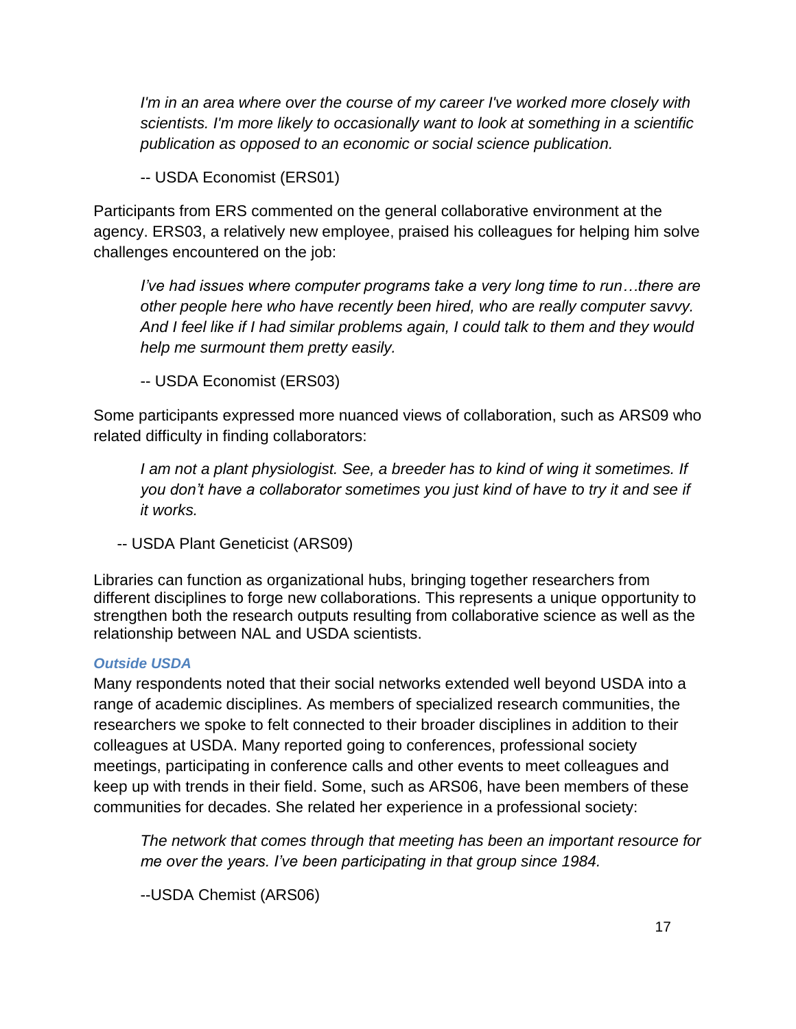*I'm in an area where over the course of my career I've worked more closely with scientists. I'm more likely to occasionally want to look at something in a scientific publication as opposed to an economic or social science publication.*

-- USDA Economist (ERS01)

Participants from ERS commented on the general collaborative environment at the agency. ERS03, a relatively new employee, praised his colleagues for helping him solve challenges encountered on the job:

*I've had issues where computer programs take a very long time to run…there are other people here who have recently been hired, who are really computer savvy. And I feel like if I had similar problems again, I could talk to them and they would help me surmount them pretty easily.*

-- USDA Economist (ERS03)

Some participants expressed more nuanced views of collaboration, such as ARS09 who related difficulty in finding collaborators:

*I am not a plant physiologist. See, a breeder has to kind of wing it sometimes. If you don't have a collaborator sometimes you just kind of have to try it and see if it works.*

-- USDA Plant Geneticist (ARS09)

Libraries can function as organizational hubs, bringing together researchers from different disciplines to forge new collaborations. This represents a unique opportunity to strengthen both the research outputs resulting from collaborative science as well as the relationship between NAL and USDA scientists.

#### *Outside USDA*

Many respondents noted that their social networks extended well beyond USDA into a range of academic disciplines. As members of specialized research communities, the researchers we spoke to felt connected to their broader disciplines in addition to their colleagues at USDA. Many reported going to conferences, professional society meetings, participating in conference calls and other events to meet colleagues and keep up with trends in their field. Some, such as ARS06, have been members of these communities for decades. She related her experience in a professional society:

*The network that comes through that meeting has been an important resource for me over the years. I've been participating in that group since 1984.*

--USDA Chemist (ARS06)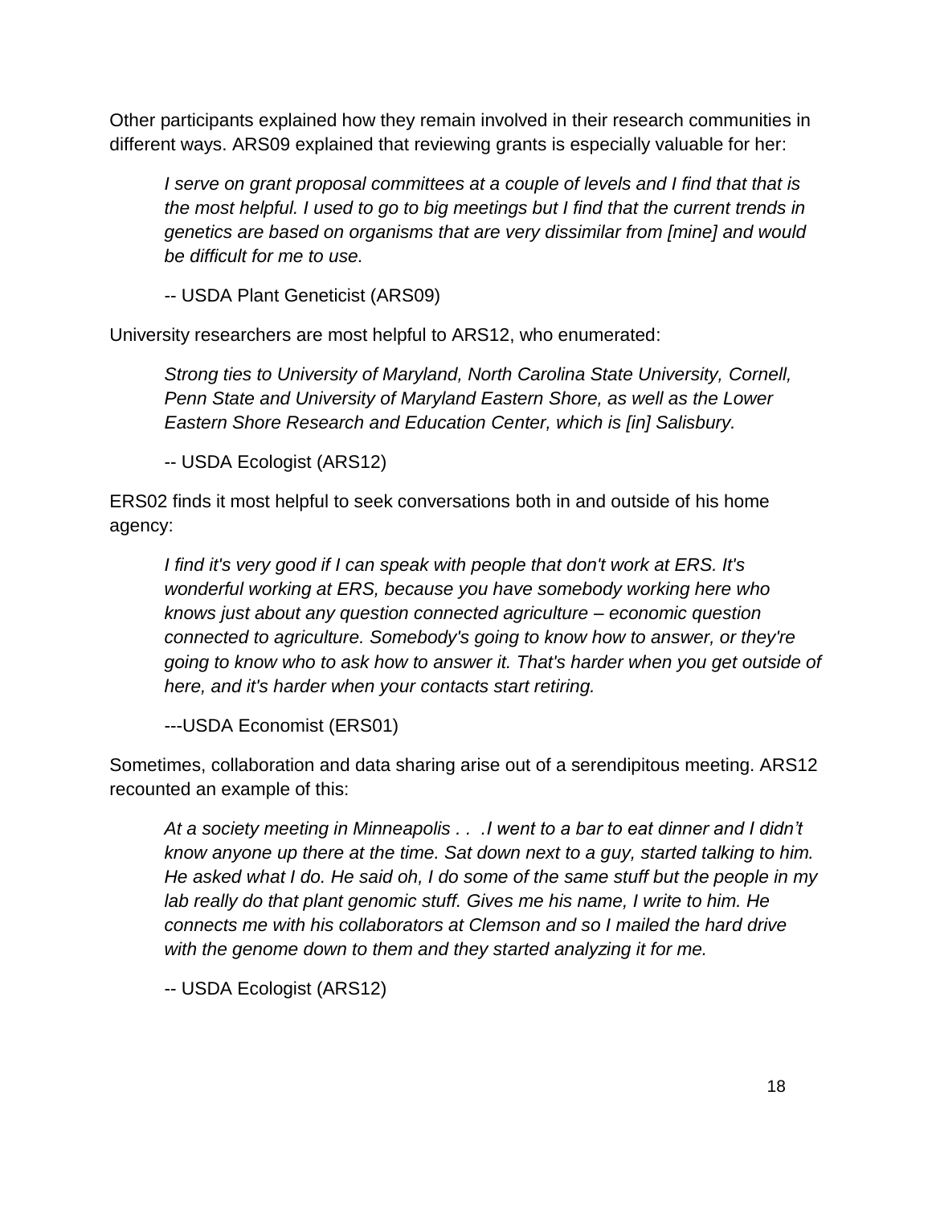Other participants explained how they remain involved in their research communities in different ways. ARS09 explained that reviewing grants is especially valuable for her:

> *I serve on grant proposal committees at a couple of levels and I find that that is the most helpful. I used to go to big meetings but I find that the current trends in genetics are based on organisms that are very dissimilar from [mine] and would be difficult for me to use.*
>
> -- USDA Plant Geneticist (ARS09)

University researchers are most helpful to ARS12, who enumerated:

> *Strong ties to University of Maryland, North Carolina State University, Cornell, Penn State and University of Maryland Eastern Shore, as well as the Lower Eastern Shore Research and Education Center, which is [in] Salisbury.*
>
> -- USDA Ecologist (ARS12)

ERS02 finds it most helpful to seek conversations both in and outside of his home agency:

> *I find it's very good if I can speak with people that don't work at ERS. It's wonderful working at ERS, because you have somebody working here who knows just about any question connected agriculture – economic question connected to agriculture. Somebody's going to know how to answer, or they're going to know who to ask how to answer it. That's harder when you get outside of here, and it's harder when your contacts start retiring.*
>
> ---USDA Economist (ERS01)

Sometimes, collaboration and data sharing arise out of a serendipitous meeting. ARS12 recounted an example of this:

> *At a society meeting in Minneapolis . . .I went to a bar to eat dinner and I didn't know anyone up there at the time. Sat down next to a guy, started talking to him. He asked what I do. He said oh, I do some of the same stuff but the people in my lab really do that plant genomic stuff. Gives me his name, I write to him. He connects me with his collaborators at Clemson and so I mailed the hard drive with the genome down to them and they started analyzing it for me.*
>
> -- USDA Ecologist (ARS12)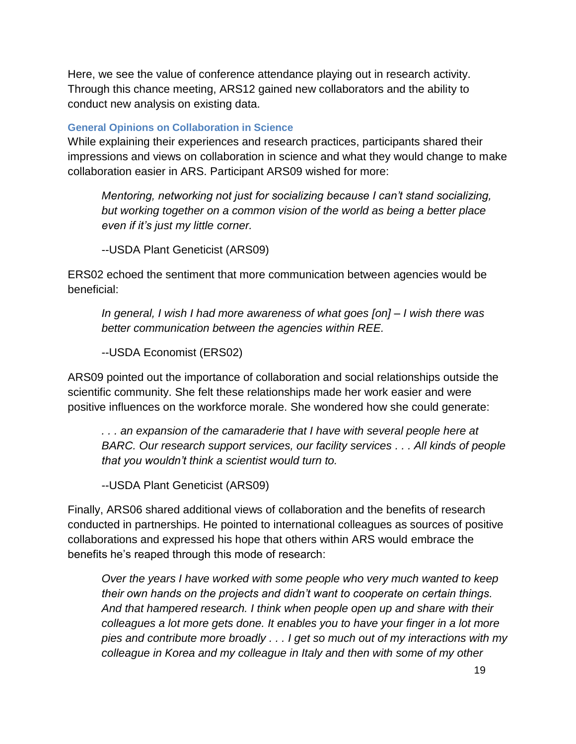Here, we see the value of conference attendance playing out in research activity. Through this chance meeting, ARS12 gained new collaborators and the ability to conduct new analysis on existing data.

### General Opinions on Collaboration in Science

While explaining their experiences and research practices, participants shared their impressions and views on collaboration in science and what they would change to make collaboration easier in ARS. Participant ARS09 wished for more:

> *Mentoring, networking not just for socializing because I can't stand socializing, but working together on a common vision of the world as being a better place even if it's just my little corner.*
>
> --USDA Plant Geneticist (ARS09)

ERS02 echoed the sentiment that more communication between agencies would be beneficial:

> *In general, I wish I had more awareness of what goes [on] – I wish there was better communication between the agencies within REE.*
>
> --USDA Economist (ERS02)

ARS09 pointed out the importance of collaboration and social relationships outside the scientific community. She felt these relationships made her work easier and were positive influences on the workforce morale. She wondered how she could generate:

> *. . . an expansion of the camaraderie that I have with several people here at BARC. Our research support services, our facility services . . . All kinds of people that you wouldn't think a scientist would turn to.*
>
> --USDA Plant Geneticist (ARS09)

Finally, ARS06 shared additional views of collaboration and the benefits of research conducted in partnerships. He pointed to international colleagues as sources of positive collaborations and expressed his hope that others within ARS would embrace the benefits he's reaped through this mode of research:

> *Over the years I have worked with some people who very much wanted to keep their own hands on the projects and didn't want to cooperate on certain things. And that hampered research. I think when people open up and share with their colleagues a lot more gets done. It enables you to have your finger in a lot more pies and contribute more broadly . . . I get so much out of my interactions with my colleague in Korea and my colleague in Italy and then with some of my other*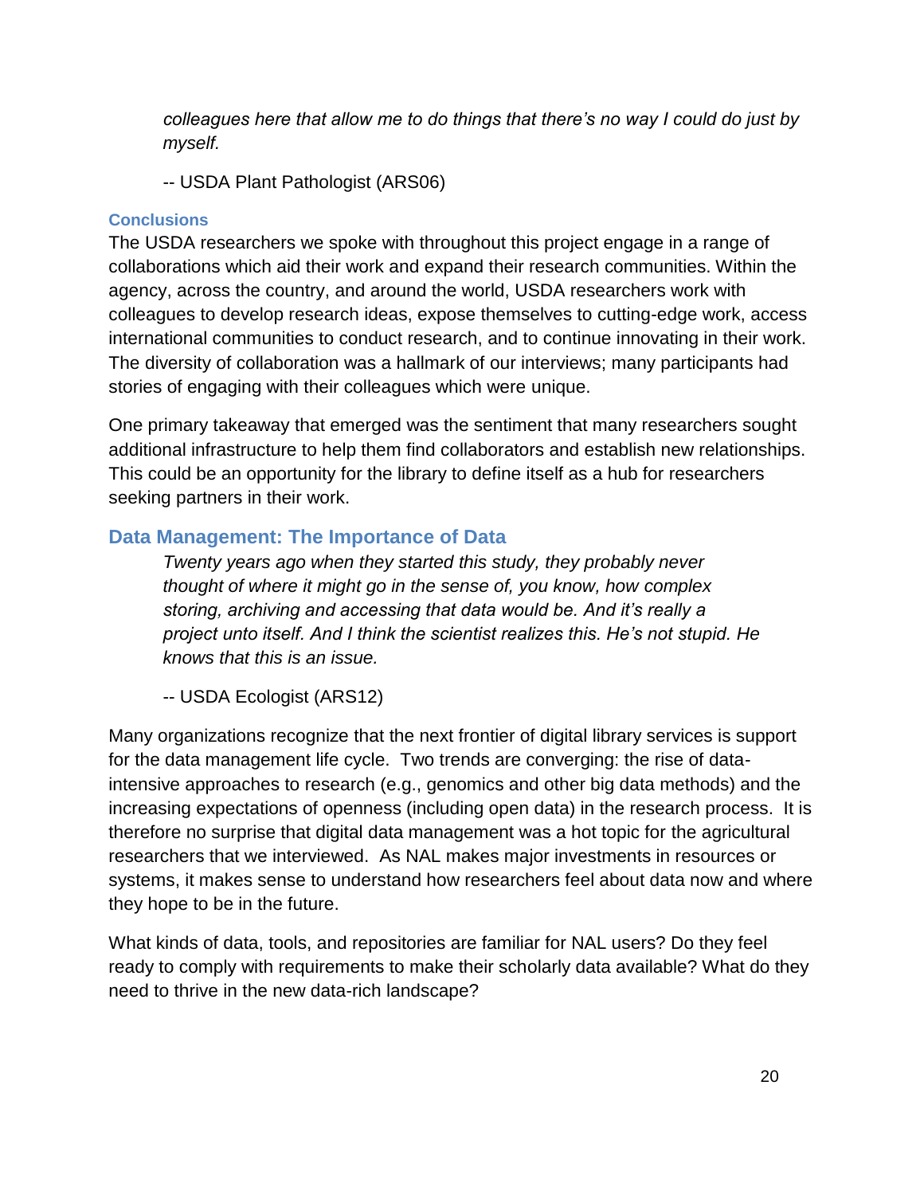*colleagues here that allow me to do things that there's no way I could do just by myself.*

-- USDA Plant Pathologist (ARS06)

### Conclusions

The USDA researchers we spoke with throughout this project engage in a range of collaborations which aid their work and expand their research communities. Within the agency, across the country, and around the world, USDA researchers work with colleagues to develop research ideas, expose themselves to cutting-edge work, access international communities to conduct research, and to continue innovating in their work. The diversity of collaboration was a hallmark of our interviews; many participants had stories of engaging with their colleagues which were unique.

One primary takeaway that emerged was the sentiment that many researchers sought additional infrastructure to help them find collaborators and establish new relationships. This could be an opportunity for the library to define itself as a hub for researchers seeking partners in their work.

## Data Management: The Importance of Data

*Twenty years ago when they started this study, they probably never thought of where it might go in the sense of, you know, how complex storing, archiving and accessing that data would be. And it's really a project unto itself. And I think the scientist realizes this. He's not stupid. He knows that this is an issue.*

-- USDA Ecologist (ARS12)

Many organizations recognize that the next frontier of digital library services is support for the data management life cycle. Two trends are converging: the rise of data-intensive approaches to research (e.g., genomics and other big data methods) and the increasing expectations of openness (including open data) in the research process. It is therefore no surprise that digital data management was a hot topic for the agricultural researchers that we interviewed. As NAL makes major investments in resources or systems, it makes sense to understand how researchers feel about data now and where they hope to be in the future.

What kinds of data, tools, and repositories are familiar for NAL users? Do they feel ready to comply with requirements to make their scholarly data available? What do they need to thrive in the new data-rich landscape?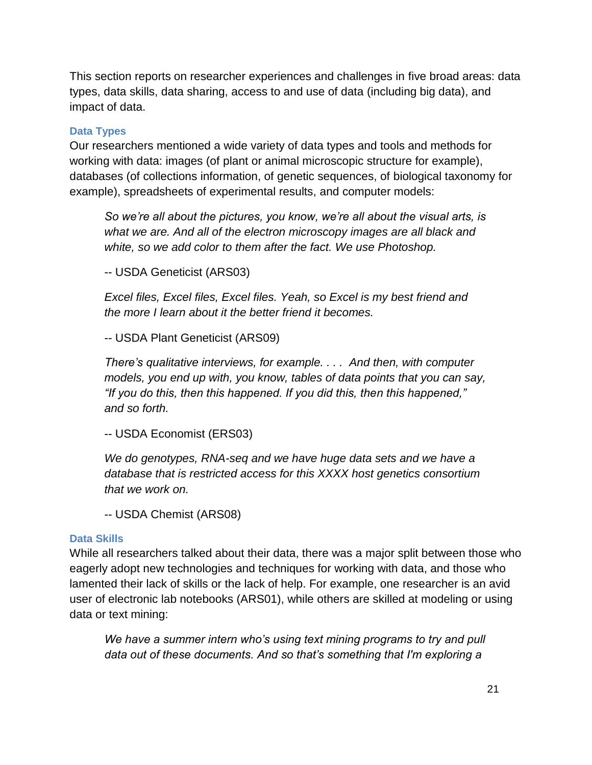This section reports on researcher experiences and challenges in five broad areas: data types, data skills, data sharing, access to and use of data (including big data), and impact of data.

### Data Types

Our researchers mentioned a wide variety of data types and tools and methods for working with data: images (of plant or animal microscopic structure for example), databases (of collections information, of genetic sequences, of biological taxonomy for example), spreadsheets of experimental results, and computer models:

> *So we're all about the pictures, you know, we're all about the visual arts, is what we are. And all of the electron microscopy images are all black and white, so we add color to them after the fact. We use Photoshop.*
>
> -- USDA Geneticist (ARS03)
>
> *Excel files, Excel files, Excel files. Yeah, so Excel is my best friend and the more I learn about it the better friend it becomes.*
>
> -- USDA Plant Geneticist (ARS09)
>
> *There's qualitative interviews, for example. . . . And then, with computer models, you end up with, you know, tables of data points that you can say, "If you do this, then this happened. If you did this, then this happened," and so forth.*
>
> -- USDA Economist (ERS03)
>
> *We do genotypes, RNA-seq and we have huge data sets and we have a database that is restricted access for this XXXX host genetics consortium that we work on.*
>
> -- USDA Chemist (ARS08)

### Data Skills

While all researchers talked about their data, there was a major split between those who eagerly adopt new technologies and techniques for working with data, and those who lamented their lack of skills or the lack of help. For example, one researcher is an avid user of electronic lab notebooks (ARS01), while others are skilled at modeling or using data or text mining:

> *We have a summer intern who's using text mining programs to try and pull data out of these documents. And so that's something that I'm exploring a*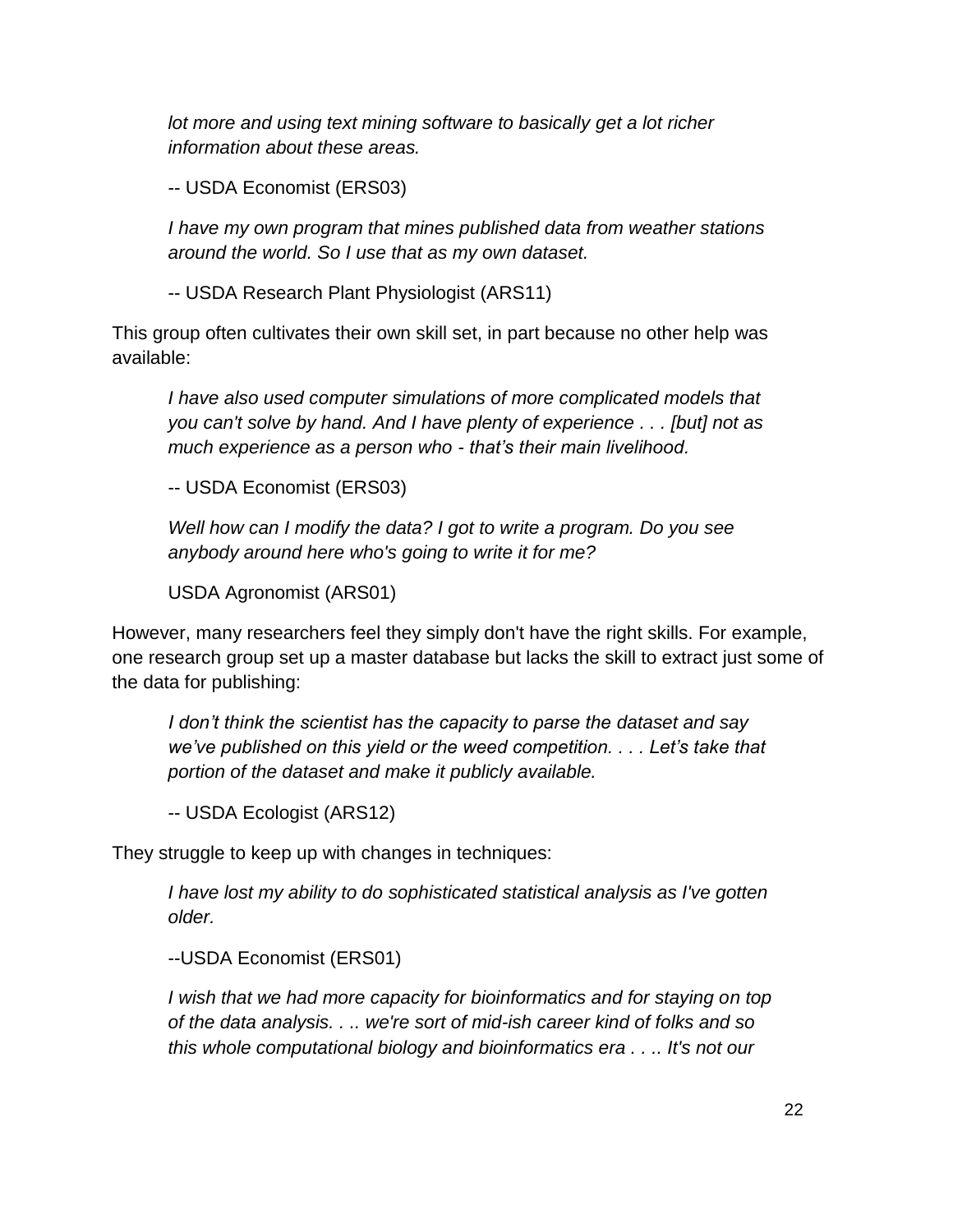*lot more and using text mining software to basically get a lot richer information about these areas.*

-- USDA Economist (ERS03)

*I have my own program that mines published data from weather stations around the world. So I use that as my own dataset.*

-- USDA Research Plant Physiologist (ARS11)

This group often cultivates their own skill set, in part because no other help was available:

*I have also used computer simulations of more complicated models that you can't solve by hand. And I have plenty of experience . . . [but] not as much experience as a person who - that's their main livelihood.*

-- USDA Economist (ERS03)

*Well how can I modify the data? I got to write a program. Do you see anybody around here who's going to write it for me?*

USDA Agronomist (ARS01)

However, many researchers feel they simply don't have the right skills. For example, one research group set up a master database but lacks the skill to extract just some of the data for publishing:

*I don't think the scientist has the capacity to parse the dataset and say we've published on this yield or the weed competition. . . . Let's take that portion of the dataset and make it publicly available.*

-- USDA Ecologist (ARS12)

They struggle to keep up with changes in techniques:

*I have lost my ability to do sophisticated statistical analysis as I've gotten older.*

--USDA Economist (ERS01)

*I wish that we had more capacity for bioinformatics and for staying on top of the data analysis. . .. we're sort of mid-ish career kind of folks and so this whole computational biology and bioinformatics era . . .. It's not our*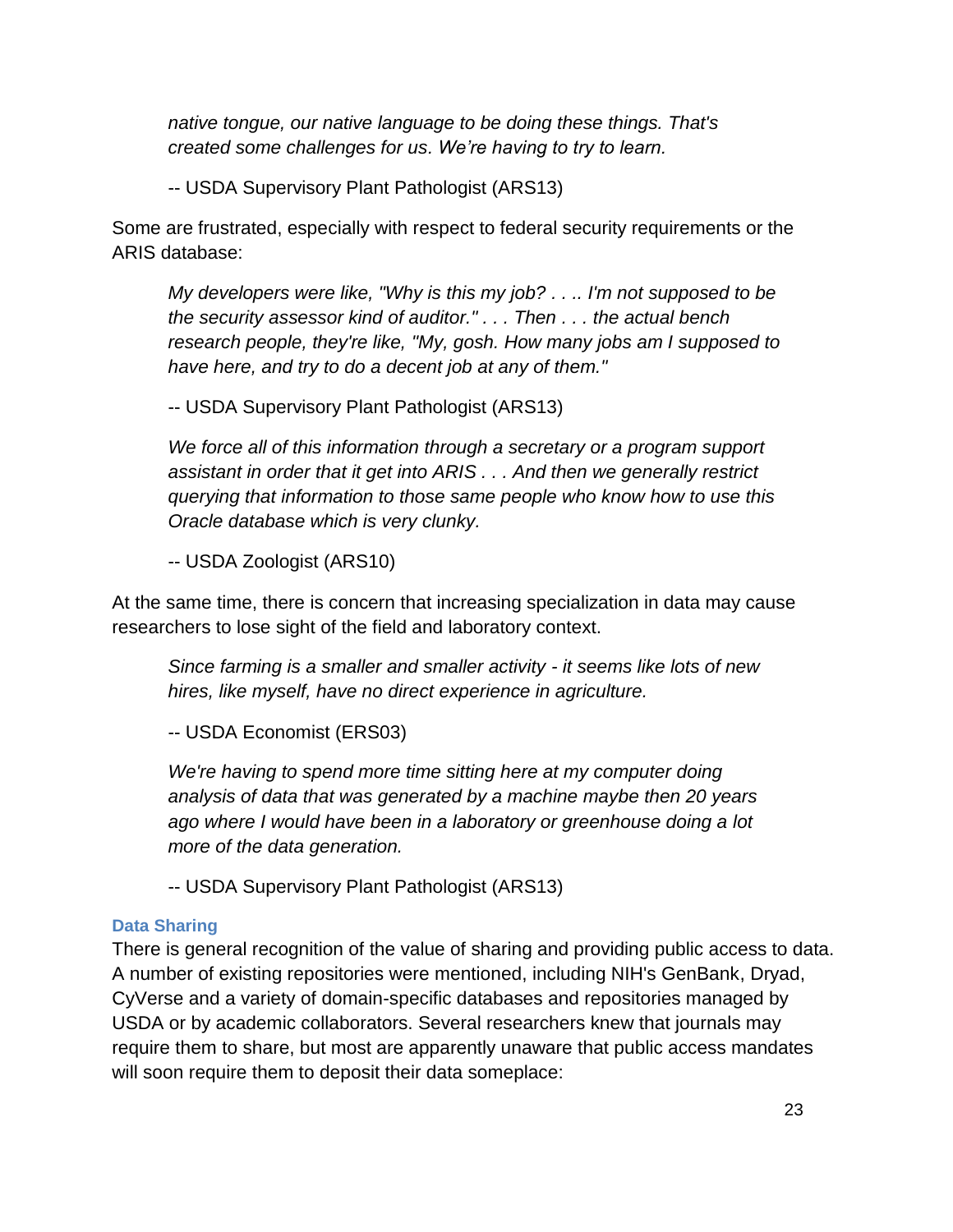> *native tongue, our native language to be doing these things. That's created some challenges for us. We're having to try to learn.*
>
> -- USDA Supervisory Plant Pathologist (ARS13)

Some are frustrated, especially with respect to federal security requirements or the ARIS database:

> *My developers were like, "Why is this my job? . . .. I'm not supposed to be the security assessor kind of auditor." . . . Then . . . the actual bench research people, they're like, "My, gosh. How many jobs am I supposed to have here, and try to do a decent job at any of them."*
>
> -- USDA Supervisory Plant Pathologist (ARS13)

> *We force all of this information through a secretary or a program support assistant in order that it get into ARIS . . . And then we generally restrict querying that information to those same people who know how to use this Oracle database which is very clunky.*
>
> -- USDA Zoologist (ARS10)

At the same time, there is concern that increasing specialization in data may cause researchers to lose sight of the field and laboratory context.

> *Since farming is a smaller and smaller activity - it seems like lots of new hires, like myself, have no direct experience in agriculture.*
>
> -- USDA Economist (ERS03)

> *We're having to spend more time sitting here at my computer doing analysis of data that was generated by a machine maybe then 20 years ago where I would have been in a laboratory or greenhouse doing a lot more of the data generation.*
>
> -- USDA Supervisory Plant Pathologist (ARS13)

### Data Sharing

There is general recognition of the value of sharing and providing public access to data. A number of existing repositories were mentioned, including NIH's GenBank, Dryad, CyVerse and a variety of domain-specific databases and repositories managed by USDA or by academic collaborators. Several researchers knew that journals may require them to share, but most are apparently unaware that public access mandates will soon require them to deposit their data someplace: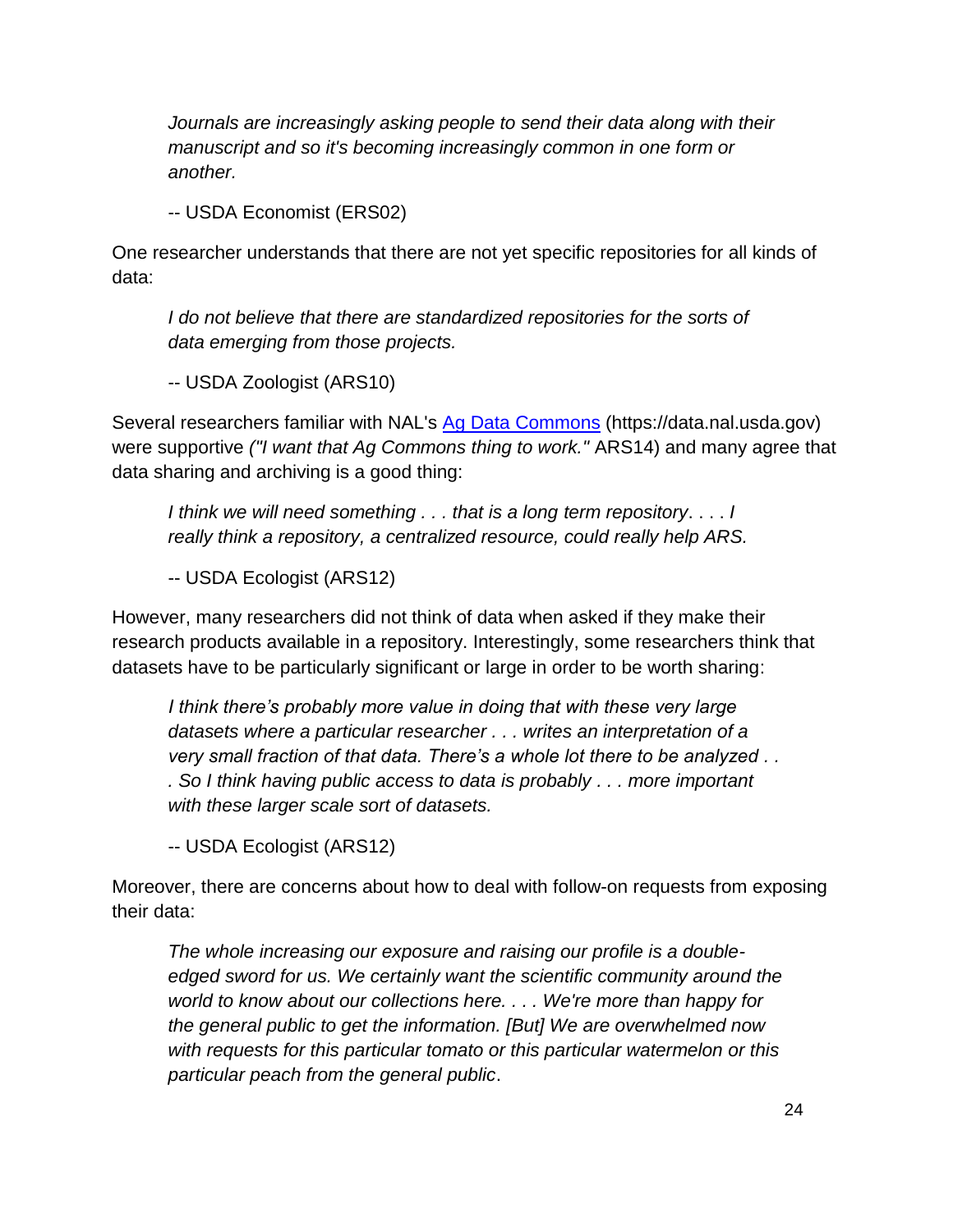> *Journals are increasingly asking people to send their data along with their manuscript and so it's becoming increasingly common in one form or another.*
>
> -- USDA Economist (ERS02)

One researcher understands that there are not yet specific repositories for all kinds of data:

> *I do not believe that there are standardized repositories for the sorts of data emerging from those projects.*
>
> -- USDA Zoologist (ARS10)

Several researchers familiar with NAL's [Ag Data Commons](https://data.nal.usda.gov) (https://data.nal.usda.gov) were supportive *("I want that Ag Commons thing to work."* ARS14) and many agree that data sharing and archiving is a good thing:

> *I think we will need something . . . that is a long term repository*. . . . *I really think a repository, a centralized resource, could really help ARS.*
>
> -- USDA Ecologist (ARS12)

However, many researchers did not think of data when asked if they make their research products available in a repository. Interestingly, some researchers think that datasets have to be particularly significant or large in order to be worth sharing:

> *I think there's probably more value in doing that with these very large datasets where a particular researcher . . . writes an interpretation of a very small fraction of that data. There's a whole lot there to be analyzed . . . So I think having public access to data is probably . . . more important with these larger scale sort of datasets.*
>
> -- USDA Ecologist (ARS12)

Moreover, there are concerns about how to deal with follow-on requests from exposing their data:

> *The whole increasing our exposure and raising our profile is a double-edged sword for us. We certainly want the scientific community around the world to know about our collections here. . . . We're more than happy for the general public to get the information. [But] We are overwhelmed now with requests for this particular tomato or this particular watermelon or this particular peach from the general public*.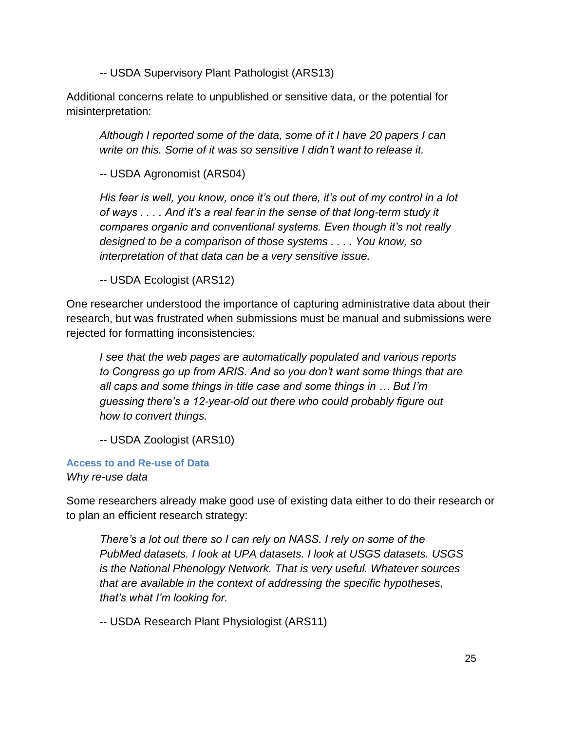-- USDA Supervisory Plant Pathologist (ARS13)

Additional concerns relate to unpublished or sensitive data, or the potential for misinterpretation:

> *Although I reported some of the data, some of it I have 20 papers I can write on this. Some of it was so sensitive I didn't want to release it.*
>
> -- USDA Agronomist (ARS04)

> *His fear is well, you know, once it's out there, it's out of my control in a lot of ways . . . . And it's a real fear in the sense of that long-term study it compares organic and conventional systems. Even though it's not really designed to be a comparison of those systems . . . . You know, so interpretation of that data can be a very sensitive issue.*
>
> -- USDA Ecologist (ARS12)

One researcher understood the importance of capturing administrative data about their research, but was frustrated when submissions must be manual and submissions were rejected for formatting inconsistencies:

> *I see that the web pages are automatically populated and various reports to Congress go up from ARIS. And so you don't want some things that are all caps and some things in title case and some things in … But I'm guessing there's a 12-year-old out there who could probably figure out how to convert things.*
>
> -- USDA Zoologist (ARS10)

### Access to and Re-use of Data

*Why re-use data*

Some researchers already make good use of existing data either to do their research or to plan an efficient research strategy:

> *There's a lot out there so I can rely on NASS. I rely on some of the PubMed datasets. I look at UPA datasets. I look at USGS datasets. USGS is the National Phenology Network. That is very useful. Whatever sources that are available in the context of addressing the specific hypotheses, that's what I'm looking for.*
>
> -- USDA Research Plant Physiologist (ARS11)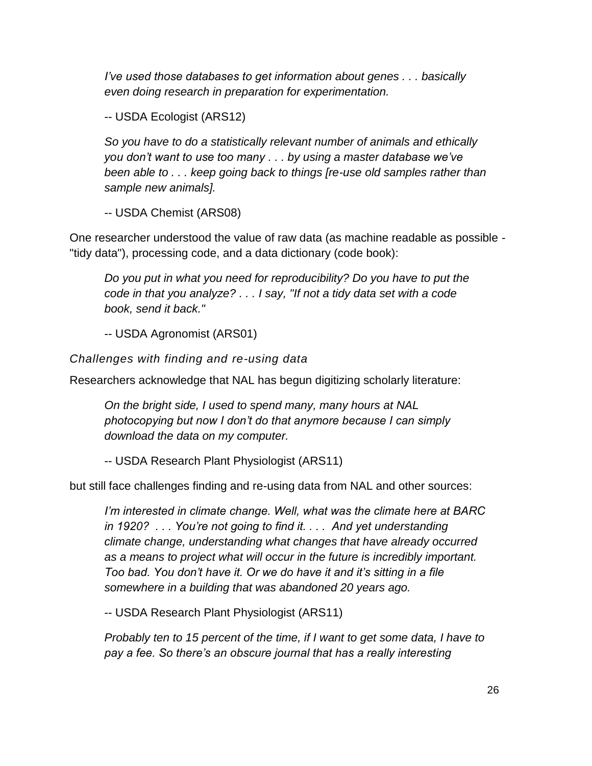*I’ve used those databases to get information about genes . . . basically even doing research in preparation for experimentation.*

-- USDA Ecologist (ARS12)

*So you have to do a statistically relevant number of animals and ethically you don’t want to use too many . . . by using a master database we’ve been able to . . . keep going back to things [re-use old samples rather than sample new animals].*

-- USDA Chemist (ARS08)

One researcher understood the value of raw data (as machine readable as possible - "tidy data"), processing code, and a data dictionary (code book):

*Do you put in what you need for reproducibility? Do you have to put the code in that you analyze? . . . I say, "If not a tidy data set with a code book, send it back."*

-- USDA Agronomist (ARS01)

*Challenges with finding and re-using data*

Researchers acknowledge that NAL has begun digitizing scholarly literature:

*On the bright side, I used to spend many, many hours at NAL photocopying but now I don’t do that anymore because I can simply download the data on my computer.*

-- USDA Research Plant Physiologist (ARS11)

but still face challenges finding and re-using data from NAL and other sources:

*I’m interested in climate change. Well, what was the climate here at BARC in 1920? . . . You’re not going to find it. . . . And yet understanding climate change, understanding what changes that have already occurred as a means to project what will occur in the future is incredibly important. Too bad. You don’t have it. Or we do have it and it’s sitting in a file somewhere in a building that was abandoned 20 years ago.*

-- USDA Research Plant Physiologist (ARS11)

*Probably ten to 15 percent of the time, if I want to get some data, I have to pay a fee. So there’s an obscure journal that has a really interesting*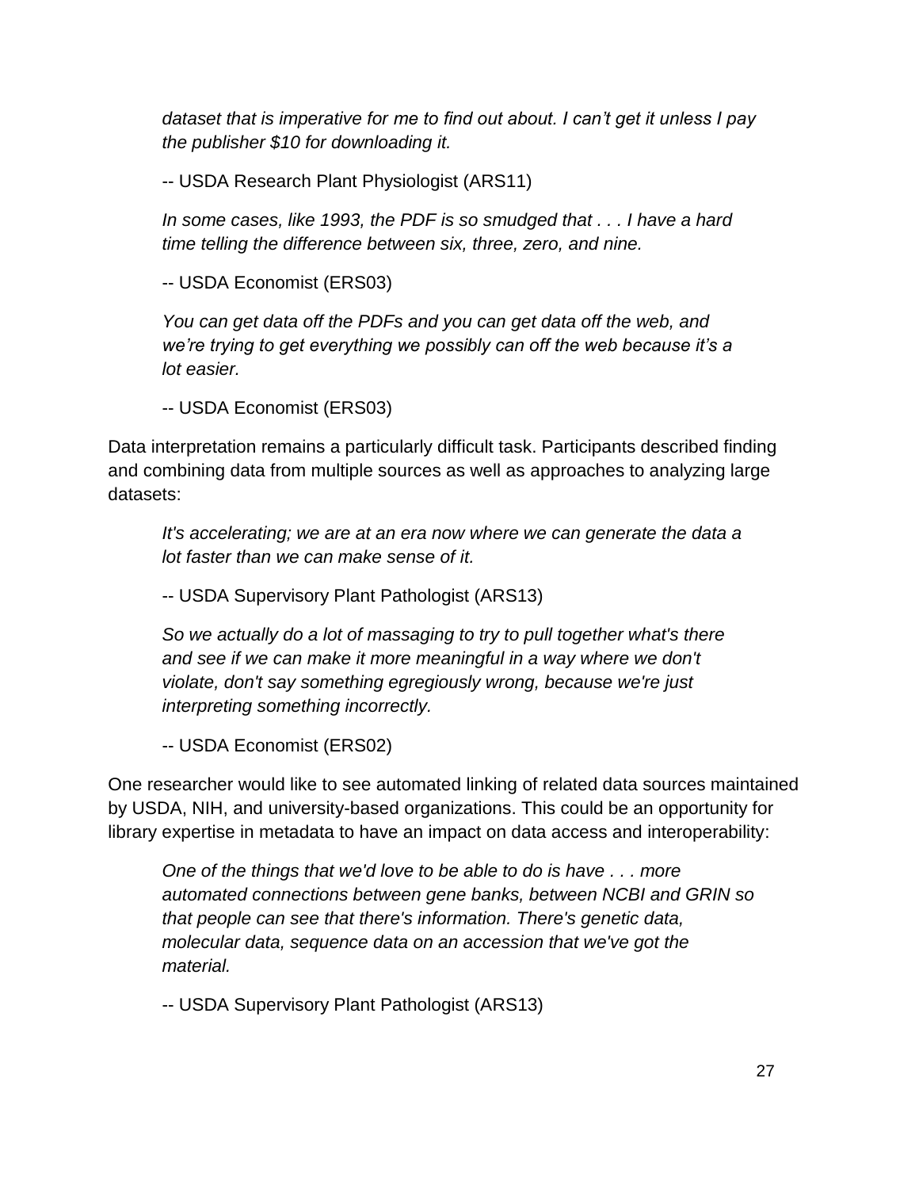*dataset that is imperative for me to find out about. I can't get it unless I pay the publisher $10 for downloading it.*

> -- USDA Research Plant Physiologist (ARS11)

*In some cases, like 1993, the PDF is so smudged that . . . I have a hard time telling the difference between six, three, zero, and nine.*

> -- USDA Economist (ERS03)

*You can get data off the PDFs and you can get data off the web, and we're trying to get everything we possibly can off the web because it's a lot easier.*

> -- USDA Economist (ERS03)

Data interpretation remains a particularly difficult task. Participants described finding and combining data from multiple sources as well as approaches to analyzing large datasets:

*It's accelerating; we are at an era now where we can generate the data a lot faster than we can make sense of it.*

> -- USDA Supervisory Plant Pathologist (ARS13)

*So we actually do a lot of massaging to try to pull together what's there and see if we can make it more meaningful in a way where we don't violate, don't say something egregiously wrong, because we're just interpreting something incorrectly.*

> -- USDA Economist (ERS02)

One researcher would like to see automated linking of related data sources maintained by USDA, NIH, and university-based organizations. This could be an opportunity for library expertise in metadata to have an impact on data access and interoperability:

*One of the things that we'd love to be able to do is have . . . more automated connections between gene banks, between NCBI and GRIN so that people can see that there's information. There's genetic data, molecular data, sequence data on an accession that we've got the material.*

> -- USDA Supervisory Plant Pathologist (ARS13)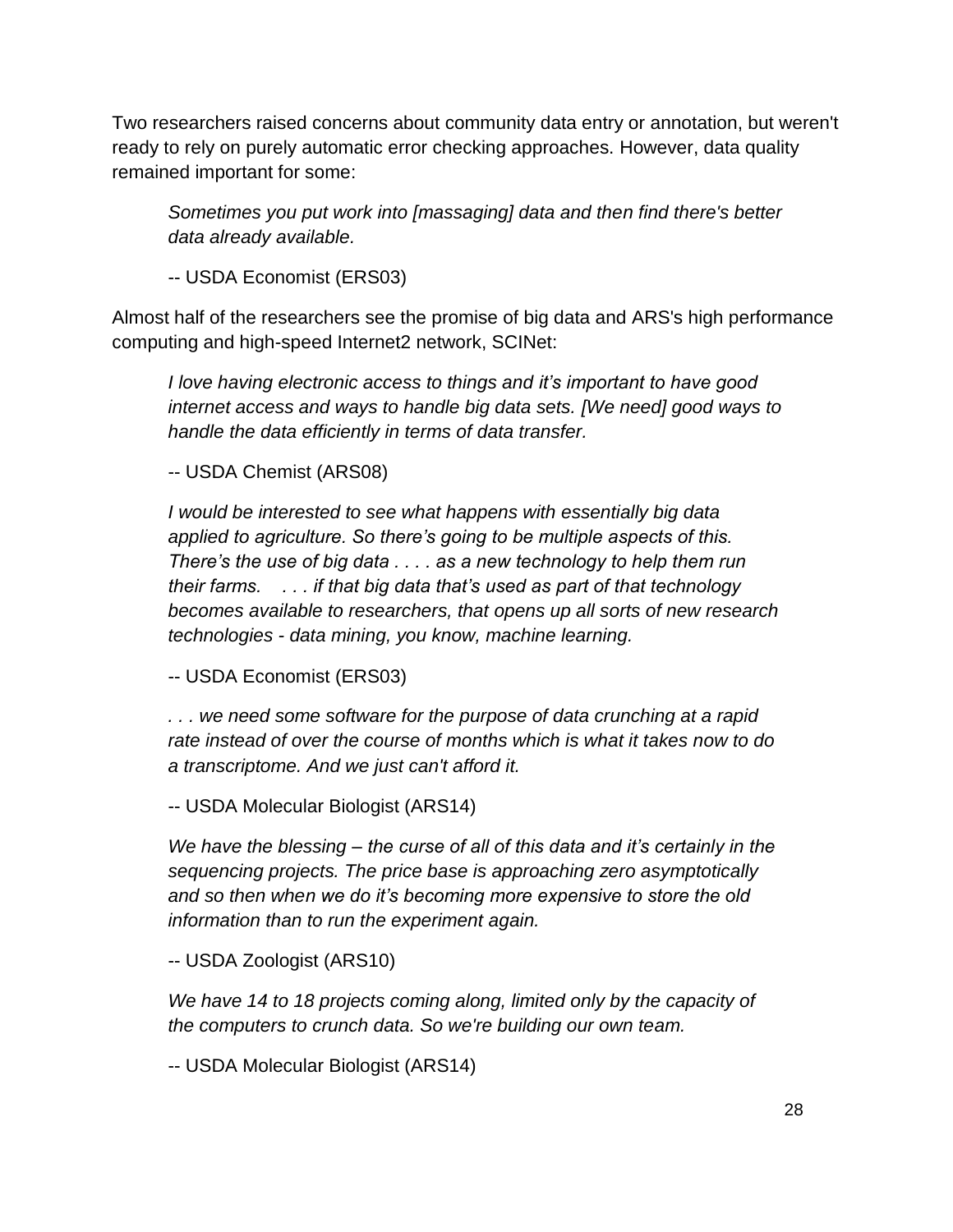Two researchers raised concerns about community data entry or annotation, but weren't ready to rely on purely automatic error checking approaches. However, data quality remained important for some:

> *Sometimes you put work into [massaging] data and then find there's better data already available.*
>
> -- USDA Economist (ERS03)

Almost half of the researchers see the promise of big data and ARS's high performance computing and high-speed Internet2 network, SCINet:

> *I love having electronic access to things and it's important to have good internet access and ways to handle big data sets. [We need] good ways to handle the data efficiently in terms of data transfer.*
>
> -- USDA Chemist (ARS08)
>
> *I would be interested to see what happens with essentially big data applied to agriculture. So there's going to be multiple aspects of this. There's the use of big data . . . . as a new technology to help them run their farms. . . . if that big data that's used as part of that technology becomes available to researchers, that opens up all sorts of new research technologies - data mining, you know, machine learning.*
>
> -- USDA Economist (ERS03)
>
> *. . . we need some software for the purpose of data crunching at a rapid rate instead of over the course of months which is what it takes now to do a transcriptome. And we just can't afford it.*
>
> -- USDA Molecular Biologist (ARS14)
>
> *We have the blessing – the curse of all of this data and it's certainly in the sequencing projects. The price base is approaching zero asymptotically and so then when we do it's becoming more expensive to store the old information than to run the experiment again.*
>
> -- USDA Zoologist (ARS10)
>
> *We have 14 to 18 projects coming along, limited only by the capacity of the computers to crunch data. So we're building our own team.*
>
> -- USDA Molecular Biologist (ARS14)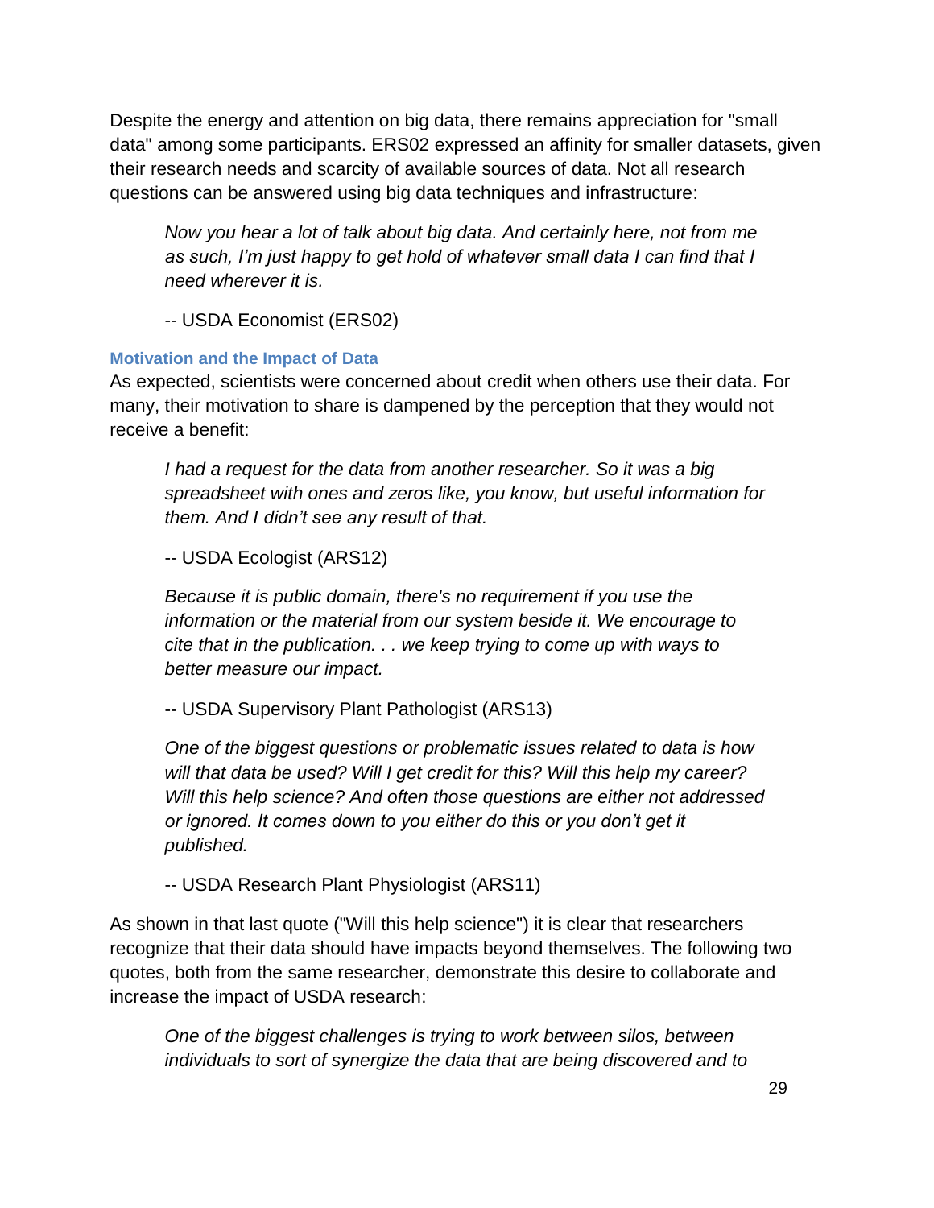Despite the energy and attention on big data, there remains appreciation for "small data" among some participants. ERS02 expressed an affinity for smaller datasets, given their research needs and scarcity of available sources of data. Not all research questions can be answered using big data techniques and infrastructure:

> *Now you hear a lot of talk about big data. And certainly here, not from me as such, I'm just happy to get hold of whatever small data I can find that I need wherever it is.*
>
> -- USDA Economist (ERS02)

### Motivation and the Impact of Data

As expected, scientists were concerned about credit when others use their data. For many, their motivation to share is dampened by the perception that they would not receive a benefit:

> *I had a request for the data from another researcher. So it was a big spreadsheet with ones and zeros like, you know, but useful information for them. And I didn't see any result of that.*
>
> -- USDA Ecologist (ARS12)

> *Because it is public domain, there's no requirement if you use the information or the material from our system beside it. We encourage to cite that in the publication. . . we keep trying to come up with ways to better measure our impact.*
>
> -- USDA Supervisory Plant Pathologist (ARS13)

> *One of the biggest questions or problematic issues related to data is how will that data be used? Will I get credit for this? Will this help my career? Will this help science? And often those questions are either not addressed or ignored. It comes down to you either do this or you don't get it published.*
>
> -- USDA Research Plant Physiologist (ARS11)

As shown in that last quote ("Will this help science") it is clear that researchers recognize that their data should have impacts beyond themselves. The following two quotes, both from the same researcher, demonstrate this desire to collaborate and increase the impact of USDA research:

> *One of the biggest challenges is trying to work between silos, between individuals to sort of synergize the data that are being discovered and to*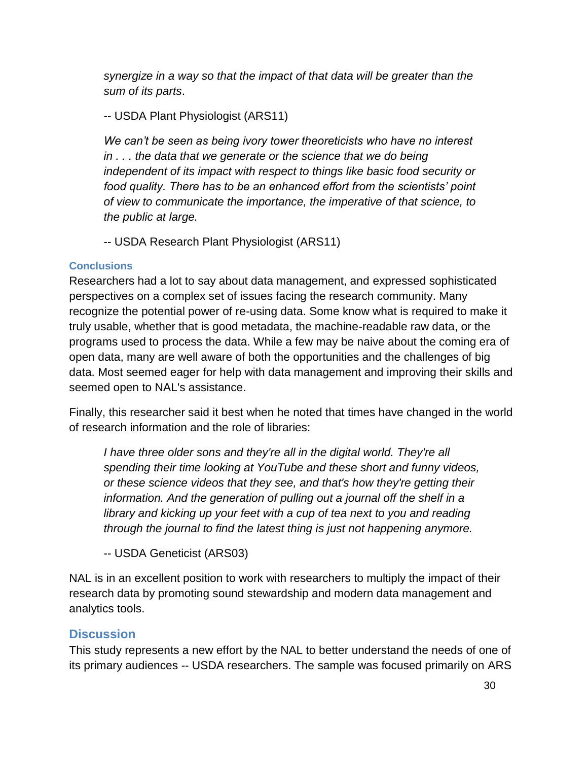> *synergize in a way so that the impact of that data will be greater than the sum of its parts*.
>
> -- USDA Plant Physiologist (ARS11)

> *We can't be seen as being ivory tower theoreticists who have no interest in . . . the data that we generate or the science that we do being independent of its impact with respect to things like basic food security or food quality. There has to be an enhanced effort from the scientists' point of view to communicate the importance, the imperative of that science, to the public at large.*
>
> -- USDA Research Plant Physiologist (ARS11)

### Conclusions

Researchers had a lot to say about data management, and expressed sophisticated perspectives on a complex set of issues facing the research community. Many recognize the potential power of re-using data. Some know what is required to make it truly usable, whether that is good metadata, the machine-readable raw data, or the programs used to process the data. While a few may be naive about the coming era of open data, many are well aware of both the opportunities and the challenges of big data. Most seemed eager for help with data management and improving their skills and seemed open to NAL's assistance.

Finally, this researcher said it best when he noted that times have changed in the world of research information and the role of libraries:

> *I have three older sons and they're all in the digital world. They're all spending their time looking at YouTube and these short and funny videos, or these science videos that they see, and that's how they're getting their information. And the generation of pulling out a journal off the shelf in a library and kicking up your feet with a cup of tea next to you and reading through the journal to find the latest thing is just not happening anymore.*
>
> -- USDA Geneticist (ARS03)

NAL is in an excellent position to work with researchers to multiply the impact of their research data by promoting sound stewardship and modern data management and analytics tools.

## Discussion

This study represents a new effort by the NAL to better understand the needs of one of its primary audiences -- USDA researchers. The sample was focused primarily on ARS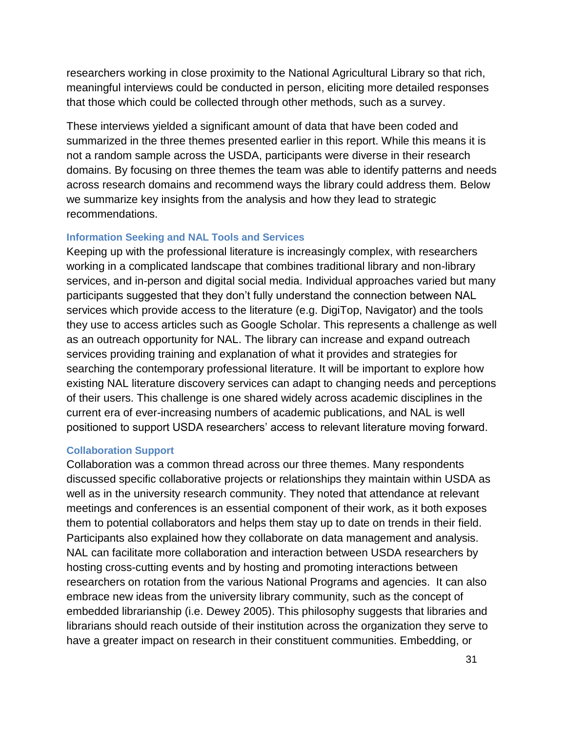researchers working in close proximity to the National Agricultural Library so that rich, meaningful interviews could be conducted in person, eliciting more detailed responses that those which could be collected through other methods, such as a survey.

These interviews yielded a significant amount of data that have been coded and summarized in the three themes presented earlier in this report. While this means it is not a random sample across the USDA, participants were diverse in their research domains. By focusing on three themes the team was able to identify patterns and needs across research domains and recommend ways the library could address them. Below we summarize key insights from the analysis and how they lead to strategic recommendations.

### Information Seeking and NAL Tools and Services

Keeping up with the professional literature is increasingly complex, with researchers working in a complicated landscape that combines traditional library and non-library services, and in-person and digital social media. Individual approaches varied but many participants suggested that they don't fully understand the connection between NAL services which provide access to the literature (e.g. DigiTop, Navigator) and the tools they use to access articles such as Google Scholar. This represents a challenge as well as an outreach opportunity for NAL. The library can increase and expand outreach services providing training and explanation of what it provides and strategies for searching the contemporary professional literature. It will be important to explore how existing NAL literature discovery services can adapt to changing needs and perceptions of their users. This challenge is one shared widely across academic disciplines in the current era of ever-increasing numbers of academic publications, and NAL is well positioned to support USDA researchers' access to relevant literature moving forward.

### Collaboration Support

Collaboration was a common thread across our three themes. Many respondents discussed specific collaborative projects or relationships they maintain within USDA as well as in the university research community. They noted that attendance at relevant meetings and conferences is an essential component of their work, as it both exposes them to potential collaborators and helps them stay up to date on trends in their field. Participants also explained how they collaborate on data management and analysis. NAL can facilitate more collaboration and interaction between USDA researchers by hosting cross-cutting events and by hosting and promoting interactions between researchers on rotation from the various National Programs and agencies. It can also embrace new ideas from the university library community, such as the concept of embedded librarianship (i.e. Dewey 2005). This philosophy suggests that libraries and librarians should reach outside of their institution across the organization they serve to have a greater impact on research in their constituent communities. Embedding, or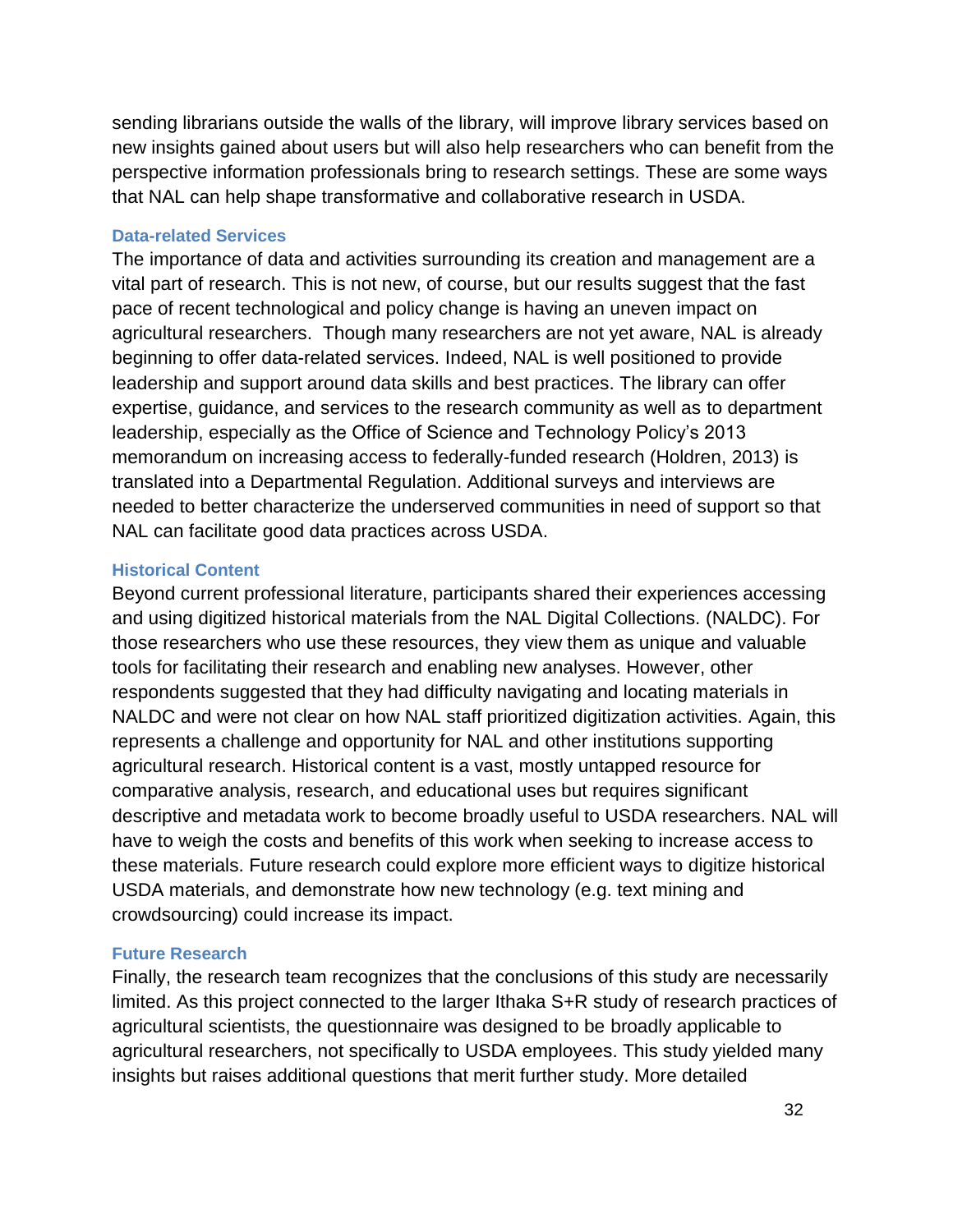sending librarians outside the walls of the library, will improve library services based on new insights gained about users but will also help researchers who can benefit from the perspective information professionals bring to research settings. These are some ways that NAL can help shape transformative and collaborative research in USDA.

### Data-related Services

The importance of data and activities surrounding its creation and management are a vital part of research. This is not new, of course, but our results suggest that the fast pace of recent technological and policy change is having an uneven impact on agricultural researchers. Though many researchers are not yet aware, NAL is already beginning to offer data-related services. Indeed, NAL is well positioned to provide leadership and support around data skills and best practices. The library can offer expertise, guidance, and services to the research community as well as to department leadership, especially as the Office of Science and Technology Policy's 2013 memorandum on increasing access to federally-funded research (Holdren, 2013) is translated into a Departmental Regulation. Additional surveys and interviews are needed to better characterize the underserved communities in need of support so that NAL can facilitate good data practices across USDA.

### Historical Content

Beyond current professional literature, participants shared their experiences accessing and using digitized historical materials from the NAL Digital Collections. (NALDC). For those researchers who use these resources, they view them as unique and valuable tools for facilitating their research and enabling new analyses. However, other respondents suggested that they had difficulty navigating and locating materials in NALDC and were not clear on how NAL staff prioritized digitization activities. Again, this represents a challenge and opportunity for NAL and other institutions supporting agricultural research. Historical content is a vast, mostly untapped resource for comparative analysis, research, and educational uses but requires significant descriptive and metadata work to become broadly useful to USDA researchers. NAL will have to weigh the costs and benefits of this work when seeking to increase access to these materials. Future research could explore more efficient ways to digitize historical USDA materials, and demonstrate how new technology (e.g. text mining and crowdsourcing) could increase its impact.

### Future Research

Finally, the research team recognizes that the conclusions of this study are necessarily limited. As this project connected to the larger Ithaka S+R study of research practices of agricultural scientists, the questionnaire was designed to be broadly applicable to agricultural researchers, not specifically to USDA employees. This study yielded many insights but raises additional questions that merit further study. More detailed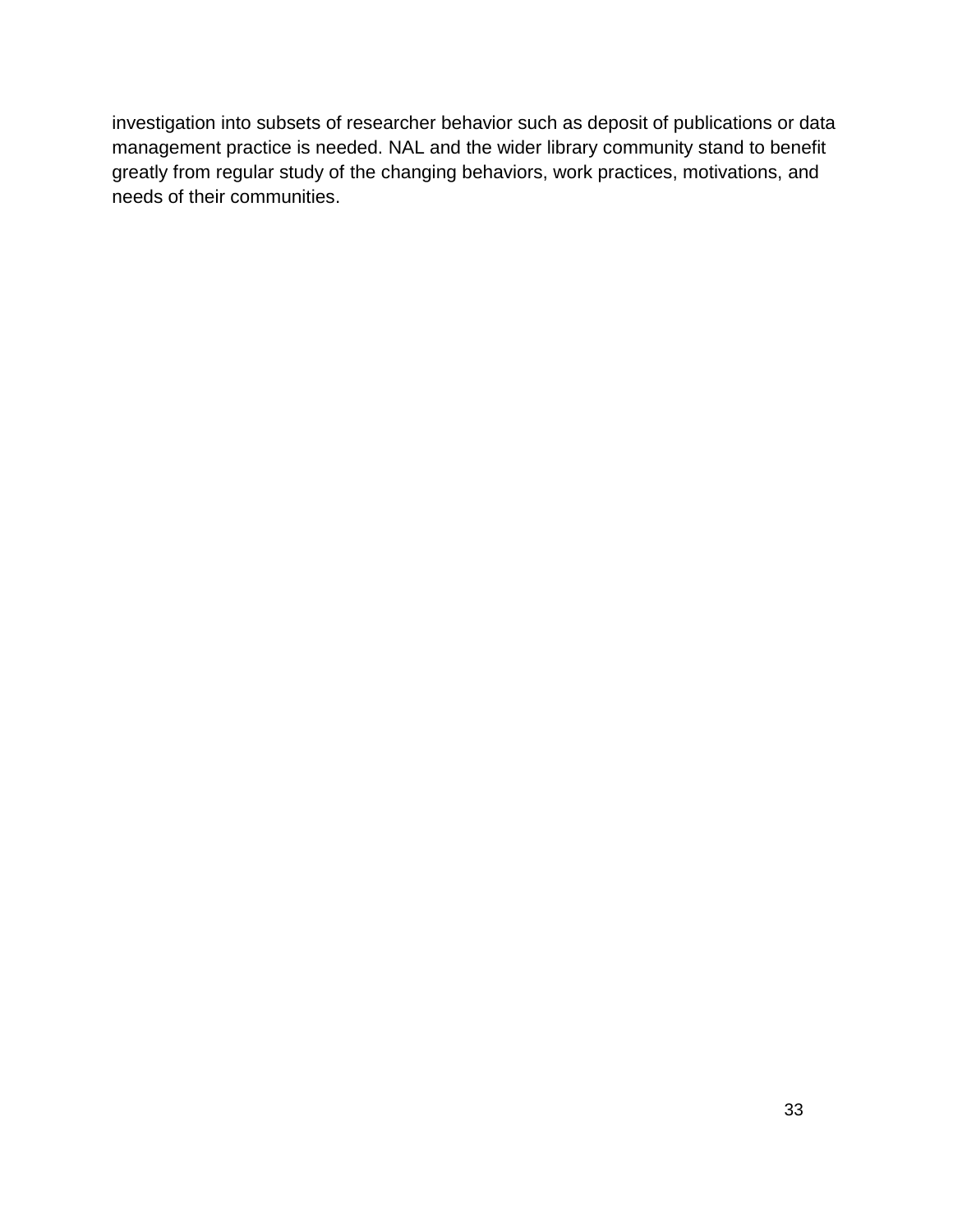investigation into subsets of researcher behavior such as deposit of publications or data management practice is needed. NAL and the wider library community stand to benefit greatly from regular study of the changing behaviors, work practices, motivations, and needs of their communities.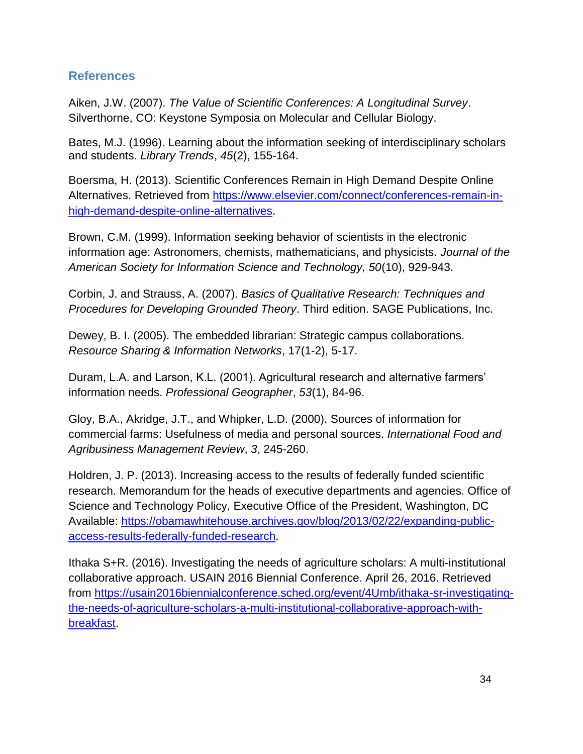## References

Aiken, J.W. (2007). *The Value of Scientific Conferences: A Longitudinal Survey*. Silverthorne, CO: Keystone Symposia on Molecular and Cellular Biology.

Bates, M.J. (1996). Learning about the information seeking of interdisciplinary scholars and students. *Library Trends*, *45*(2), 155-164.

Boersma, H. (2013). Scientific Conferences Remain in High Demand Despite Online Alternatives. Retrieved from https://www.elsevier.com/connect/conferences-remain-in-high-demand-despite-online-alternatives.

Brown, C.M. (1999). Information seeking behavior of scientists in the electronic information age: Astronomers, chemists, mathematicians, and physicists. *Journal of the American Society for Information Science and Technology, 50*(10), 929-943.

Corbin, J. and Strauss, A. (2007). *Basics of Qualitative Research: Techniques and Procedures for Developing Grounded Theory*. Third edition. SAGE Publications, Inc.

Dewey, B. I. (2005). The embedded librarian: Strategic campus collaborations. *Resource Sharing & Information Networks*, 17(1-2), 5-17.

Duram, L.A. and Larson, K.L. (2001). Agricultural research and alternative farmers' information needs. *Professional Geographer*, *53*(1), 84-96.

Gloy, B.A., Akridge, J.T., and Whipker, L.D. (2000). Sources of information for commercial farms: Usefulness of media and personal sources. *International Food and Agribusiness Management Review*, *3*, 245-260.

Holdren, J. P. (2013). Increasing access to the results of federally funded scientific research. Memorandum for the heads of executive departments and agencies. Office of Science and Technology Policy, Executive Office of the President, Washington, DC Available: https://obamawhitehouse.archives.gov/blog/2013/02/22/expanding-public-access-results-federally-funded-research.

Ithaka S+R. (2016). Investigating the needs of agriculture scholars: A multi-institutional collaborative approach. USAIN 2016 Biennial Conference. April 26, 2016. Retrieved from https://usain2016biennialconference.sched.org/event/4Umb/ithaka-sr-investigating-the-needs-of-agriculture-scholars-a-multi-institutional-collaborative-approach-with-breakfast.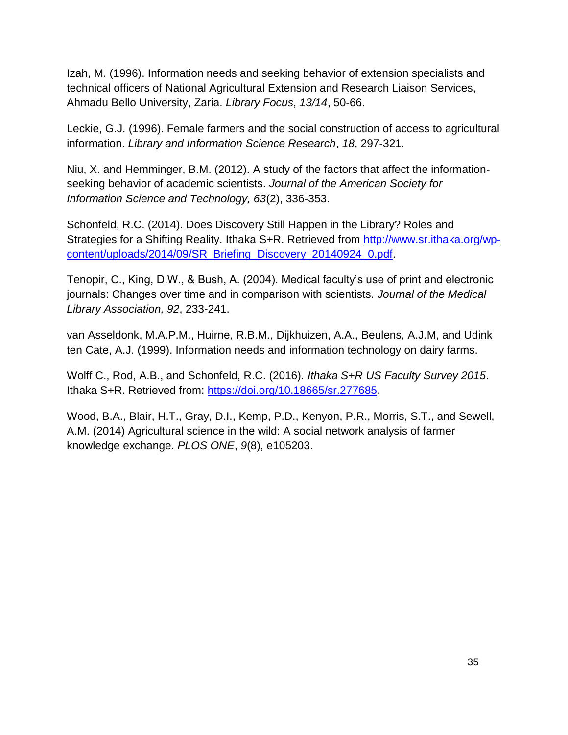Izah, M. (1996). Information needs and seeking behavior of extension specialists and technical officers of National Agricultural Extension and Research Liaison Services, Ahmadu Bello University, Zaria. *Library Focus*, *13/14*, 50-66.

Leckie, G.J. (1996). Female farmers and the social construction of access to agricultural information. *Library and Information Science Research*, *18*, 297-321.

Niu, X. and Hemminger, B.M. (2012). A study of the factors that affect the information-seeking behavior of academic scientists. *Journal of the American Society for Information Science and Technology, 63*(2), 336-353.

Schonfeld, R.C. (2014). Does Discovery Still Happen in the Library? Roles and Strategies for a Shifting Reality. Ithaka S+R. Retrieved from [http://www.sr.ithaka.org/wp-content/uploads/2014/09/SR_Briefing_Discovery_20140924_0.pdf](http://www.sr.ithaka.org/wp-content/uploads/2014/09/SR_Briefing_Discovery_20140924_0.pdf).

Tenopir, C., King, D.W., & Bush, A. (2004). Medical faculty's use of print and electronic journals: Changes over time and in comparison with scientists. *Journal of the Medical Library Association, 92*, 233-241.

van Asseldonk, M.A.P.M., Huirne, R.B.M., Dijkhuizen, A.A., Beulens, A.J.M, and Udink ten Cate, A.J. (1999). Information needs and information technology on dairy farms.

Wolff C., Rod, A.B., and Schonfeld, R.C. (2016). *Ithaka S+R US Faculty Survey 2015*. Ithaka S+R. Retrieved from: [https://doi.org/10.18665/sr.277685](https://doi.org/10.18665/sr.277685).

Wood, B.A., Blair, H.T., Gray, D.I., Kemp, P.D., Kenyon, P.R., Morris, S.T., and Sewell, A.M. (2014) Agricultural science in the wild: A social network analysis of farmer knowledge exchange. *PLOS ONE*, *9*(8), e105203.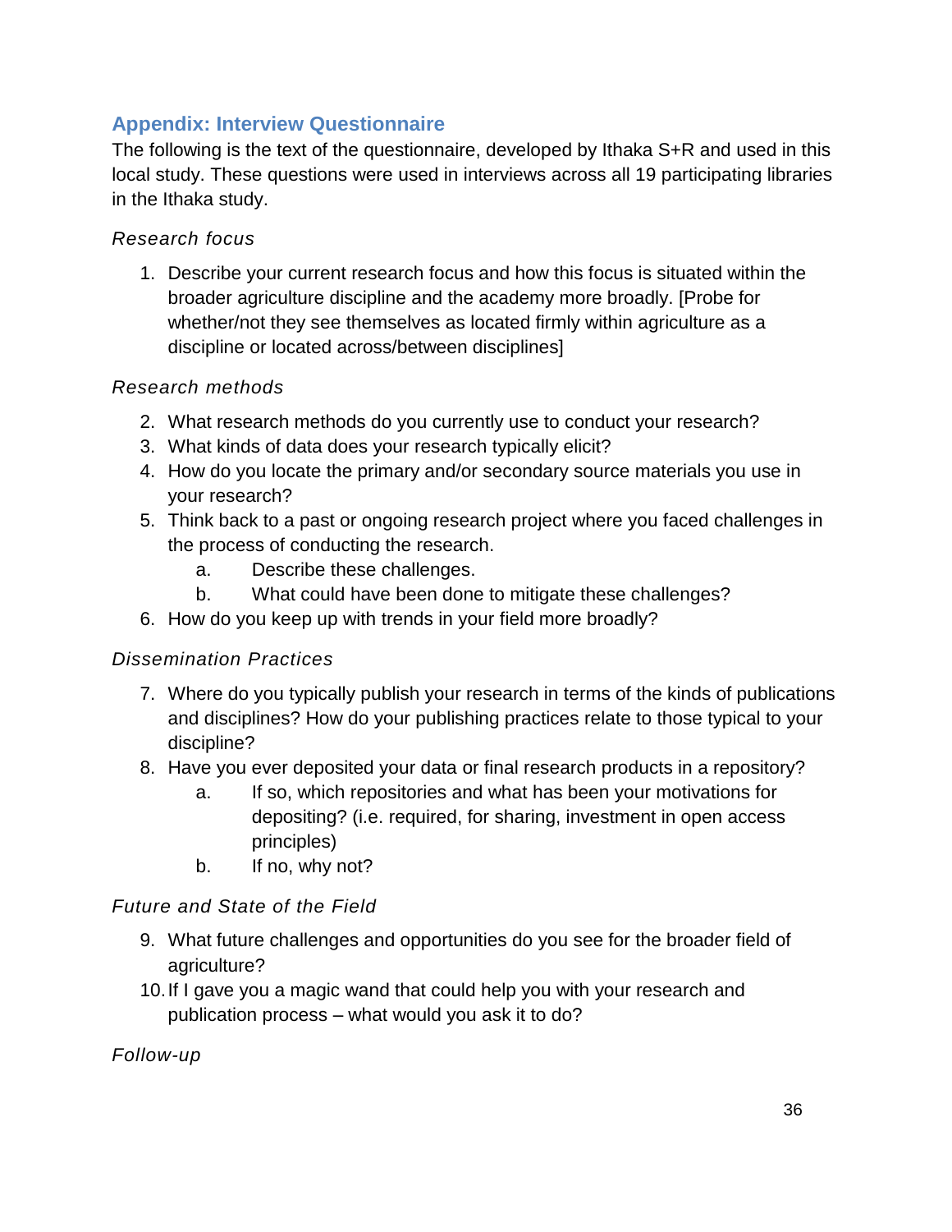## Appendix: Interview Questionnaire

The following is the text of the questionnaire, developed by Ithaka S+R and used in this local study. These questions were used in interviews across all 19 participating libraries in the Ithaka study.

*Research focus*

1. Describe your current research focus and how this focus is situated within the broader agriculture discipline and the academy more broadly. [Probe for whether/not they see themselves as located firmly within agriculture as a discipline or located across/between disciplines]

*Research methods*

2. What research methods do you currently use to conduct your research?
3. What kinds of data does your research typically elicit?
4. How do you locate the primary and/or secondary source materials you use in your research?
5. Think back to a past or ongoing research project where you faced challenges in the process of conducting the research.
    a. Describe these challenges.
    b. What could have been done to mitigate these challenges?
6. How do you keep up with trends in your field more broadly?

*Dissemination Practices*

7. Where do you typically publish your research in terms of the kinds of publications and disciplines? How do your publishing practices relate to those typical to your discipline?
8. Have you ever deposited your data or final research products in a repository?
    a. If so, which repositories and what has been your motivations for depositing? (i.e. required, for sharing, investment in open access principles)
    b. If no, why not?

*Future and State of the Field*

9. What future challenges and opportunities do you see for the broader field of agriculture?
10. If I gave you a magic wand that could help you with your research and publication process – what would you ask it to do?

*Follow-up*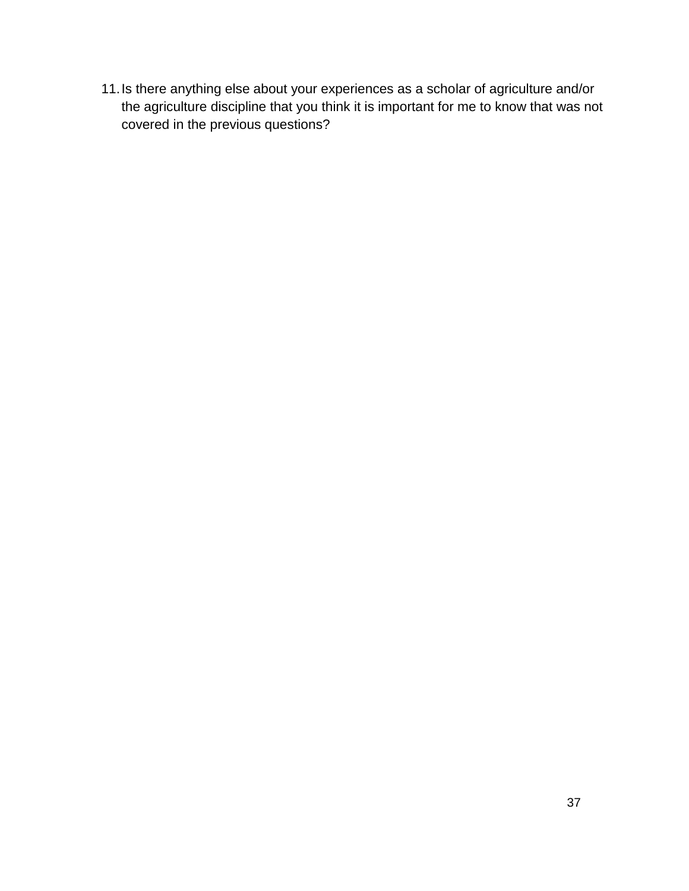11. Is there anything else about your experiences as a scholar of agriculture and/or the agriculture discipline that you think it is important for me to know that was not covered in the previous questions?